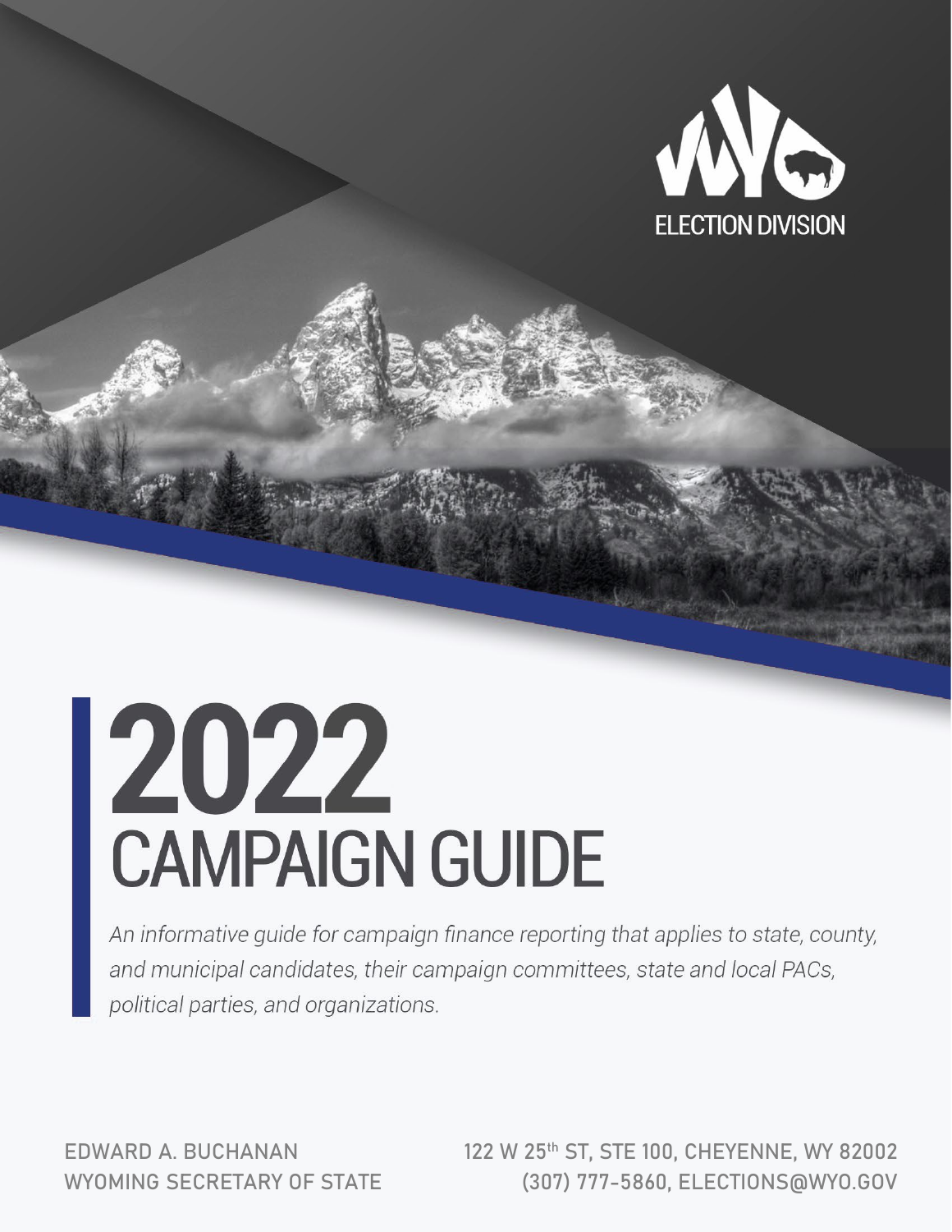ELECTION DIVISION

# 2022
# CAMPAIGN GUIDE

*An informative guide for campaign finance reporting that applies to state, county, and municipal candidates, their campaign committees, state and local PACs, political parties, and organizations.*

EDWARD A. BUCHANAN
WYOMING SECRETARY OF STATE

122 W 25th ST, STE 100, CHEYENNE, WY 82002
(307) 777-5860, ELECTIONS@WYO.GOV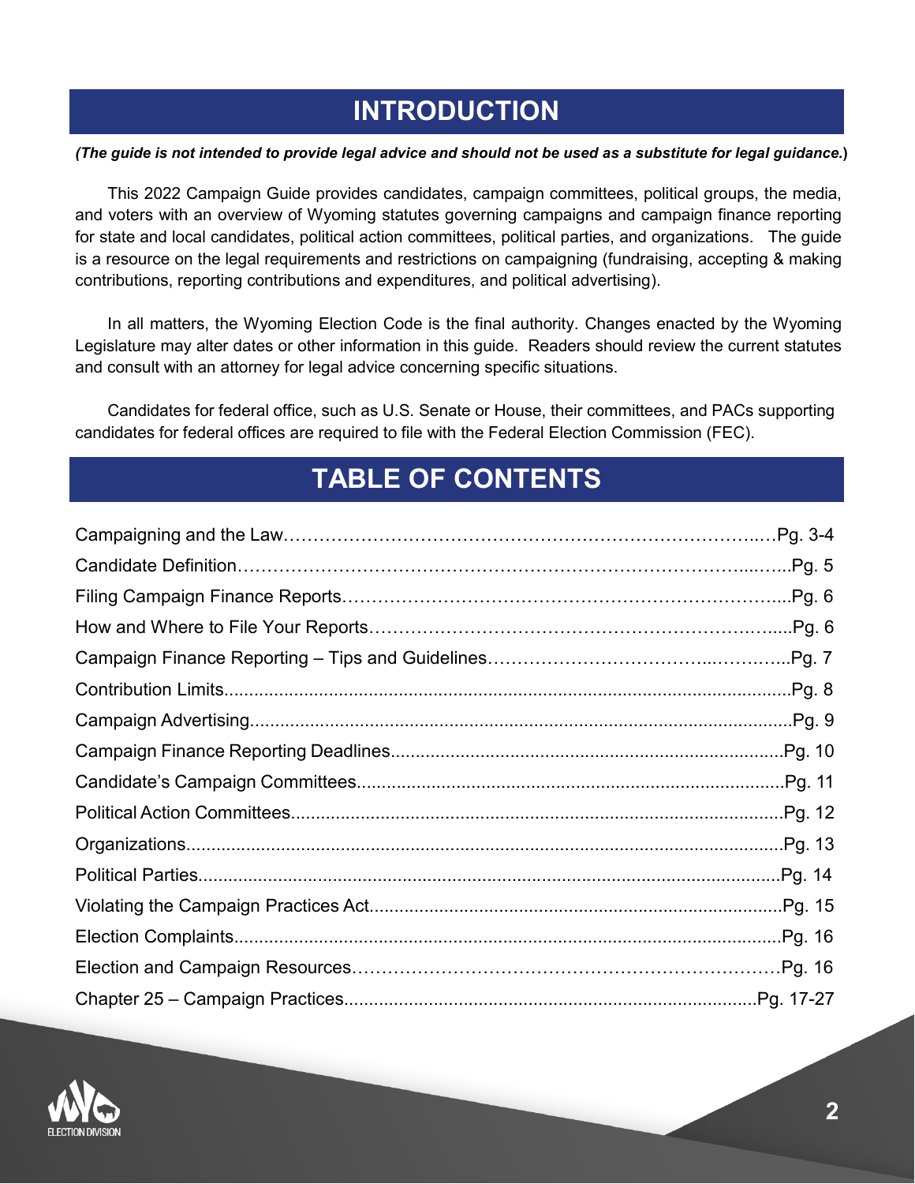# INTRODUCTION

***(The guide is not intended to provide legal advice and should not be used as a substitute for legal guidance.)***

This 2022 Campaign Guide provides candidates, campaign committees, political groups, the media, and voters with an overview of Wyoming statutes governing campaigns and campaign finance reporting for state and local candidates, political action committees, political parties, and organizations. The guide is a resource on the legal requirements and restrictions on campaigning (fundraising, accepting & making contributions, reporting contributions and expenditures, and political advertising).

In all matters, the Wyoming Election Code is the final authority. Changes enacted by the Wyoming Legislature may alter dates or other information in this guide. Readers should review the current statutes and consult with an attorney for legal advice concerning specific situations.

Candidates for federal office, such as U.S. Senate or House, their committees, and PACs supporting candidates for federal offices are required to file with the Federal Election Commission (FEC).

# TABLE OF CONTENTS

| Section | Page |
| --- | --- |
| Campaigning and the Law | Pg. 3-4 |
| Candidate Definition | Pg. 5 |
| Filing Campaign Finance Reports | Pg. 6 |
| How and Where to File Your Reports | Pg. 6 |
| Campaign Finance Reporting – Tips and Guidelines | Pg. 7 |
| Contribution Limits | Pg. 8 |
| Campaign Advertising | Pg. 9 |
| Campaign Finance Reporting Deadlines | Pg. 10 |
| Candidate's Campaign Committees | Pg. 11 |
| Political Action Committees | Pg. 12 |
| Organizations | Pg. 13 |
| Political Parties | Pg. 14 |
| Violating the Campaign Practices Act | Pg. 15 |
| Election Complaints | Pg. 16 |
| Election and Campaign Resources | Pg. 16 |
| Chapter 25 – Campaign Practices | Pg. 17-27 |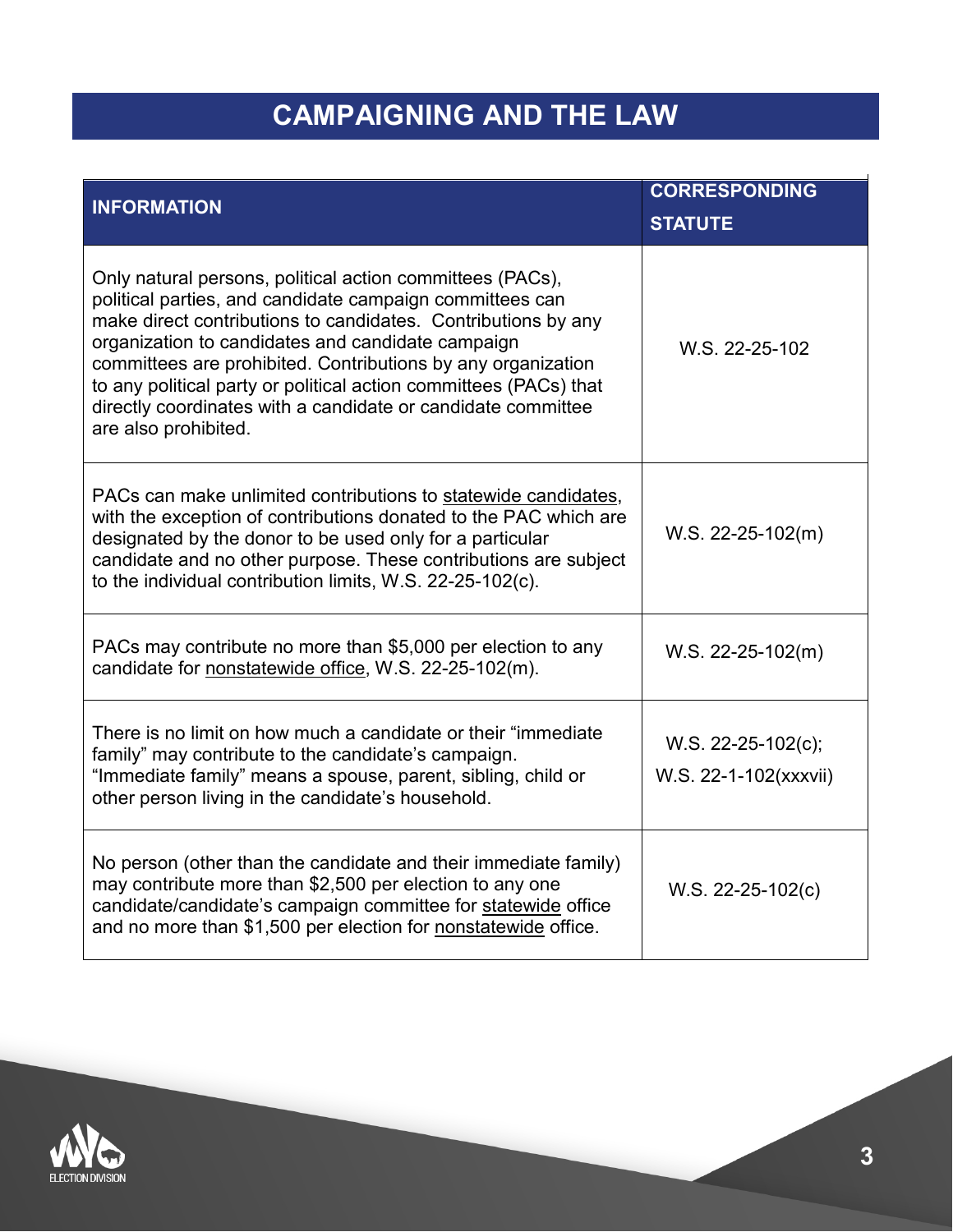# CAMPAIGNING AND THE LAW

| INFORMATION | CORRESPONDING STATUTE |
|---|---|
| Only natural persons, political action committees (PACs), political parties, and candidate campaign committees can make direct contributions to candidates. Contributions by any organization to candidates and candidate campaign committees are prohibited. Contributions by any organization to any political party or political action committees (PACs) that directly coordinates with a candidate or candidate committee are also prohibited. | W.S. 22-25-102 |
| PACs can make unlimited contributions to statewide candidates, with the exception of contributions donated to the PAC which are designated by the donor to be used only for a particular candidate and no other purpose. These contributions are subject to the individual contribution limits, W.S. 22-25-102(c). | W.S. 22-25-102(m) |
| PACs may contribute no more than $5,000 per election to any candidate for nonstatewide office, W.S. 22-25-102(m). | W.S. 22-25-102(m) |
| There is no limit on how much a candidate or their "immediate family" may contribute to the candidate's campaign. "Immediate family" means a spouse, parent, sibling, child or other person living in the candidate's household. | W.S. 22-25-102(c); W.S. 22-1-102(xxxvii) |
| No person (other than the candidate and their immediate family) may contribute more than $2,500 per election to any one candidate/candidate's campaign committee for statewide office and no more than $1,500 per election for nonstatewide office. | W.S. 22-25-102(c) |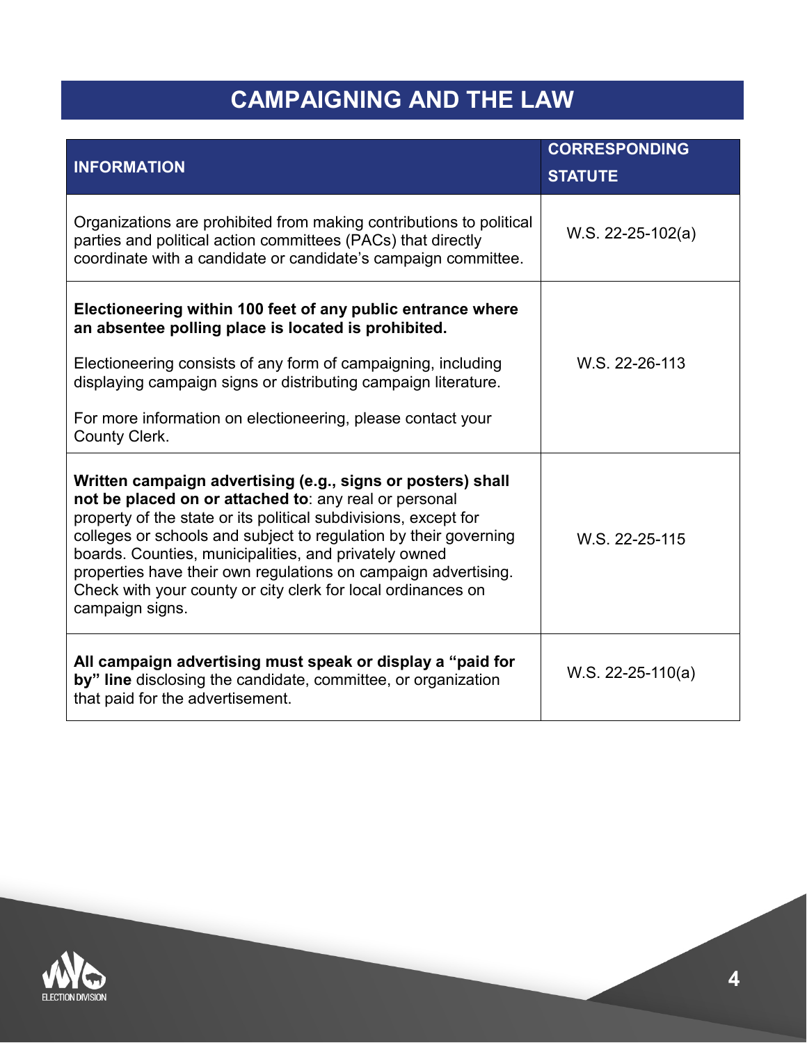# CAMPAIGNING AND THE LAW

| INFORMATION | CORRESPONDING STATUTE |
|---|---|
| Organizations are prohibited from making contributions to political parties and political action committees (PACs) that directly coordinate with a candidate or candidate's campaign committee. | W.S. 22-25-102(a) |
| **Electioneering within 100 feet of any public entrance where an absentee polling place is located is prohibited.**<br><br>Electioneering consists of any form of campaigning, including displaying campaign signs or distributing campaign literature.<br><br>For more information on electioneering, please contact your County Clerk. | W.S. 22-26-113 |
| **Written campaign advertising (e.g., signs or posters) shall not be placed on or attached to**: any real or personal property of the state or its political subdivisions, except for colleges or schools and subject to regulation by their governing boards. Counties, municipalities, and privately owned properties have their own regulations on campaign advertising. Check with your county or city clerk for local ordinances on campaign signs. | W.S. 22-25-115 |
| **All campaign advertising must speak or display a "paid for by" line** disclosing the candidate, committee, or organization that paid for the advertisement. | W.S. 22-25-110(a) |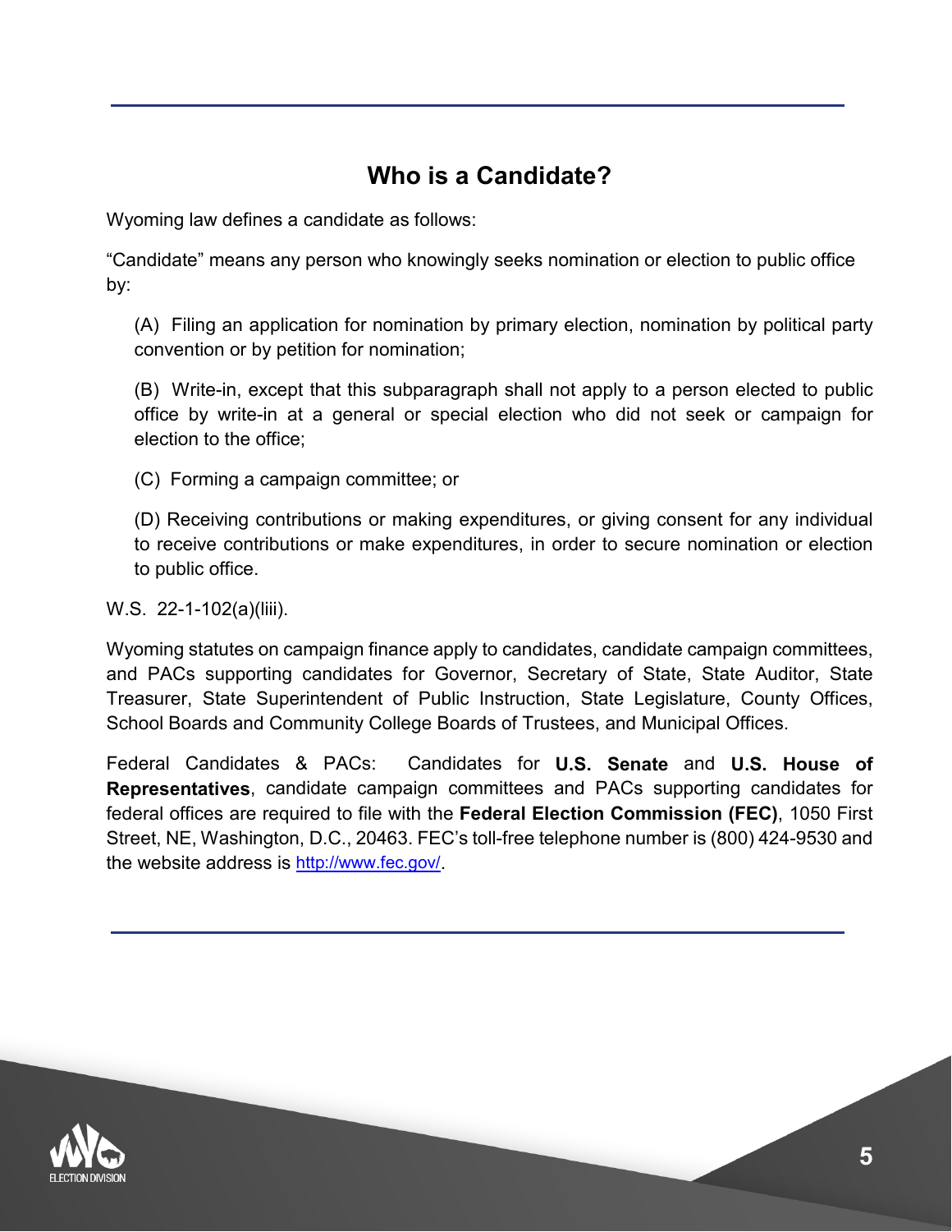## Who is a Candidate?

Wyoming law defines a candidate as follows:

"Candidate" means any person who knowingly seeks nomination or election to public office by:

(A) Filing an application for nomination by primary election, nomination by political party convention or by petition for nomination;

(B) Write-in, except that this subparagraph shall not apply to a person elected to public office by write-in at a general or special election who did not seek or campaign for election to the office;

(C) Forming a campaign committee; or

(D) Receiving contributions or making expenditures, or giving consent for any individual to receive contributions or make expenditures, in order to secure nomination or election to public office.

W.S. 22-1-102(a)(liii).

Wyoming statutes on campaign finance apply to candidates, candidate campaign committees, and PACs supporting candidates for Governor, Secretary of State, State Auditor, State Treasurer, State Superintendent of Public Instruction, State Legislature, County Offices, School Boards and Community College Boards of Trustees, and Municipal Offices.

Federal Candidates & PACs: Candidates for **U.S. Senate** and **U.S. House of Representatives**, candidate campaign committees and PACs supporting candidates for federal offices are required to file with the **Federal Election Commission (FEC)**, 1050 First Street, NE, Washington, D.C., 20463. FEC's toll-free telephone number is (800) 424-9530 and the website address is http://www.fec.gov/.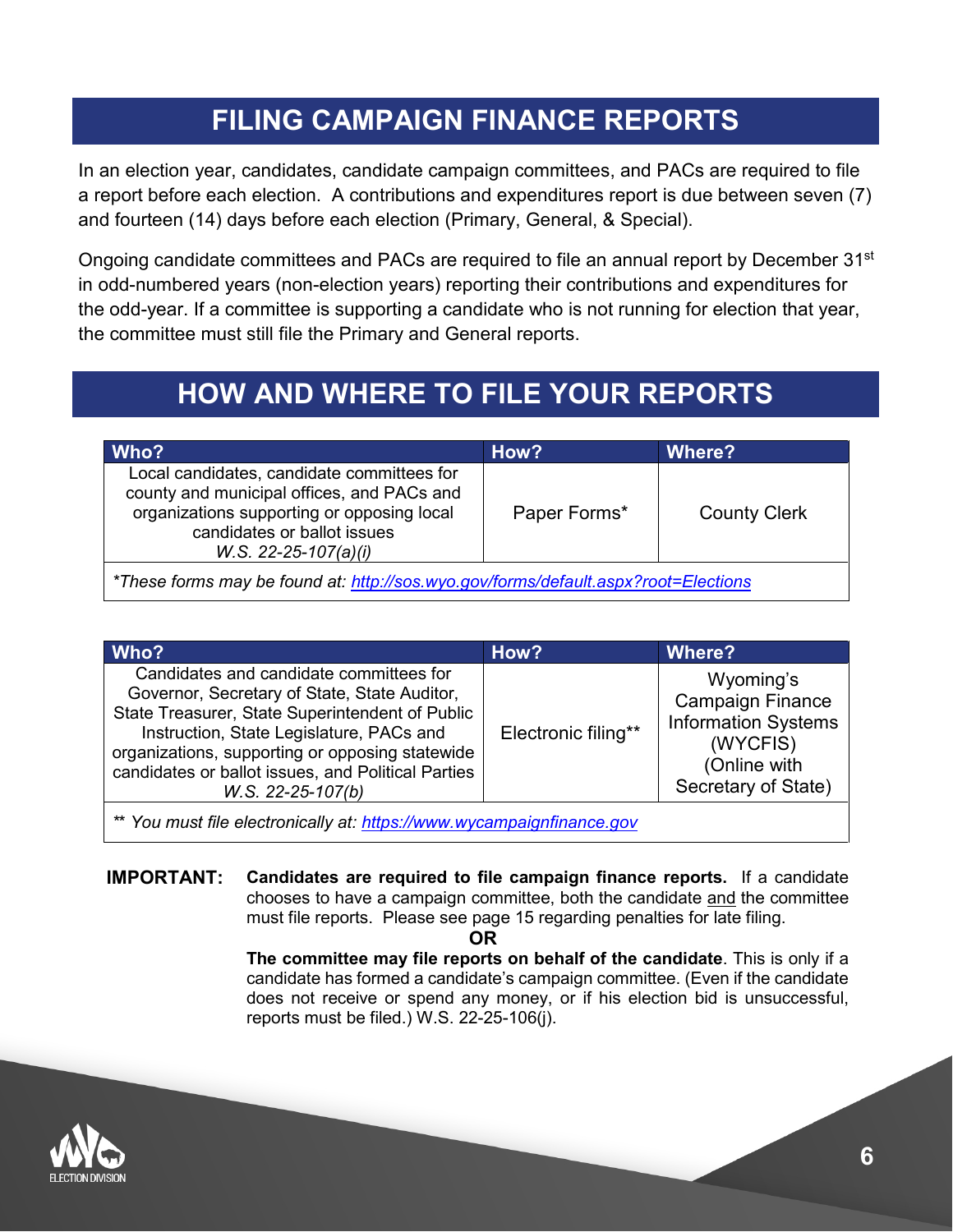# FILING CAMPAIGN FINANCE REPORTS

In an election year, candidates, candidate campaign committees, and PACs are required to file a report before each election. A contributions and expenditures report is due between seven (7) and fourteen (14) days before each election (Primary, General, & Special).

Ongoing candidate committees and PACs are required to file an annual report by December 31st in odd-numbered years (non-election years) reporting their contributions and expenditures for the odd-year. If a committee is supporting a candidate who is not running for election that year, the committee must still file the Primary and General reports.

# HOW AND WHERE TO FILE YOUR REPORTS

| Who? | How? | Where? |
|---|---|---|
| Local candidates, candidate committees for county and municipal offices, and PACs and organizations supporting or opposing local candidates or ballot issues *W.S. 22-25-107(a)(i)* | Paper Forms* | County Clerk |

**These forms may be found at: [http://sos.wyo.gov/forms/default.aspx?root=Elections](http://sos.wyo.gov/forms/default.aspx?root=Elections)*

| Who? | How? | Where? |
|---|---|---|
| Candidates and candidate committees for Governor, Secretary of State, State Auditor, State Treasurer, State Superintendent of Public Instruction, State Legislature, PACs and organizations, supporting or opposing statewide candidates or ballot issues, and Political Parties *W.S. 22-25-107(b)* | Electronic filing** | Wyoming's Campaign Finance Information Systems (WYCFIS) (Online with Secretary of State) |

*\*\* You must file electronically at: [https://www.wycampaignfinance.gov](https://www.wycampaignfinance.gov)*

**IMPORTANT:** **Candidates are required to file campaign finance reports.** If a candidate chooses to have a campaign committee, both the candidate and the committee must file reports. Please see page 15 regarding penalties for late filing.

**OR**

**The committee may file reports on behalf of the candidate**. This is only if a candidate has formed a candidate's campaign committee. (Even if the candidate does not receive or spend any money, or if his election bid is unsuccessful, reports must be filed.) W.S. 22-25-106(j).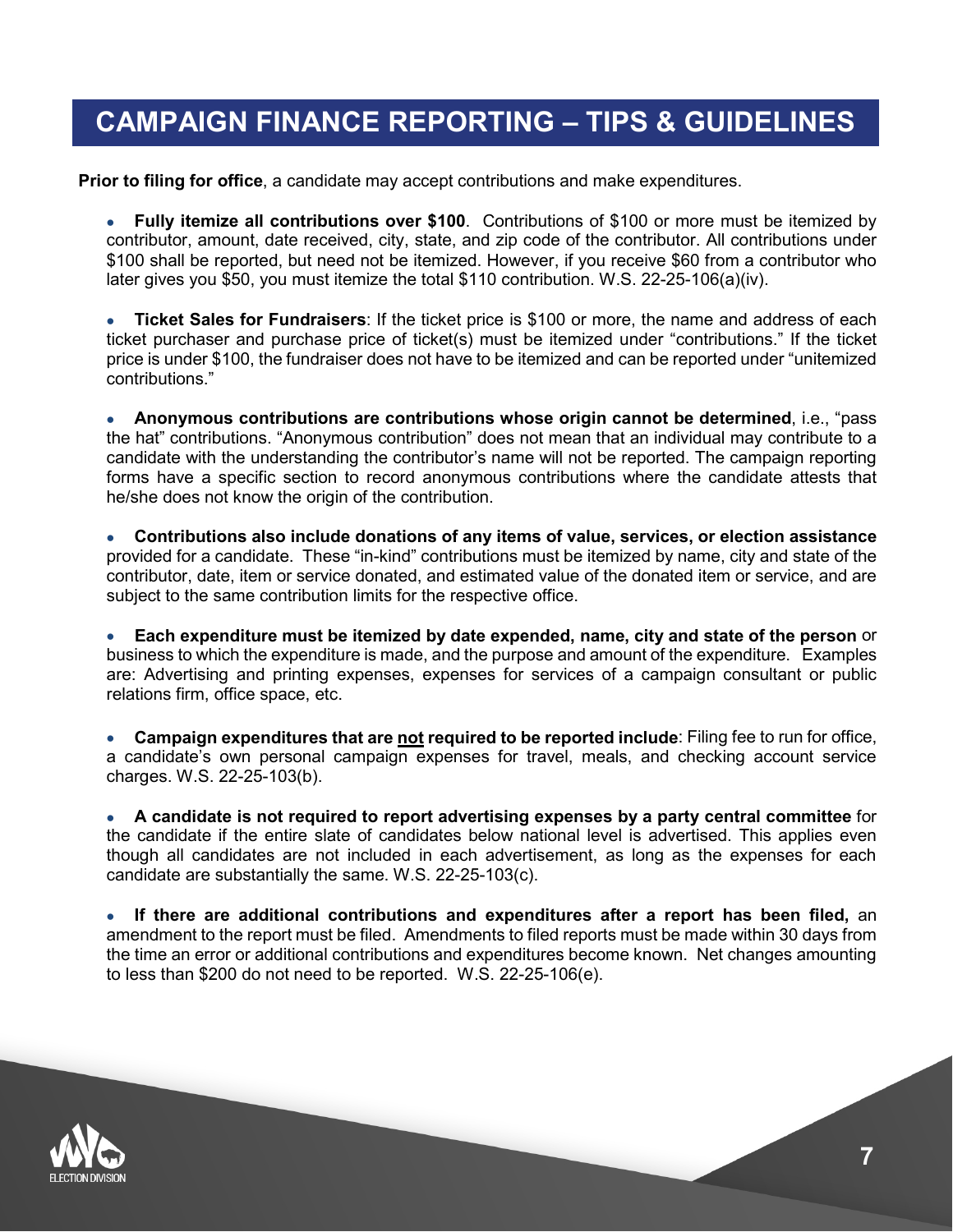# CAMPAIGN FINANCE REPORTING – TIPS & GUIDELINES

**Prior to filing for office**, a candidate may accept contributions and make expenditures.

- **Fully itemize all contributions over $100**. Contributions of $100 or more must be itemized by contributor, amount, date received, city, state, and zip code of the contributor. All contributions under $100 shall be reported, but need not be itemized. However, if you receive $60 from a contributor who later gives you $50, you must itemize the total $110 contribution. W.S. 22-25-106(a)(iv).

- **Ticket Sales for Fundraisers**: If the ticket price is $100 or more, the name and address of each ticket purchaser and purchase price of ticket(s) must be itemized under "contributions." If the ticket price is under $100, the fundraiser does not have to be itemized and can be reported under "unitemized contributions."

- **Anonymous contributions are contributions whose origin cannot be determined**, i.e., "pass the hat" contributions. "Anonymous contribution" does not mean that an individual may contribute to a candidate with the understanding the contributor's name will not be reported. The campaign reporting forms have a specific section to record anonymous contributions where the candidate attests that he/she does not know the origin of the contribution.

- **Contributions also include donations of any items of value, services, or election assistance** provided for a candidate. These "in-kind" contributions must be itemized by name, city and state of the contributor, date, item or service donated, and estimated value of the donated item or service, and are subject to the same contribution limits for the respective office.

- **Each expenditure must be itemized by date expended, name, city and state of the person** or business to which the expenditure is made, and the purpose and amount of the expenditure. Examples are: Advertising and printing expenses, expenses for services of a campaign consultant or public relations firm, office space, etc.

- **Campaign expenditures that are <u>not</u> required to be reported include**: Filing fee to run for office, a candidate's own personal campaign expenses for travel, meals, and checking account service charges. W.S. 22-25-103(b).

- **A candidate is not required to report advertising expenses by a party central committee** for the candidate if the entire slate of candidates below national level is advertised. This applies even though all candidates are not included in each advertisement, as long as the expenses for each candidate are substantially the same. W.S. 22-25-103(c).

- **If there are additional contributions and expenditures after a report has been filed,** an amendment to the report must be filed. Amendments to filed reports must be made within 30 days from the time an error or additional contributions and expenditures become known. Net changes amounting to less than $200 do not need to be reported. W.S. 22-25-106(e).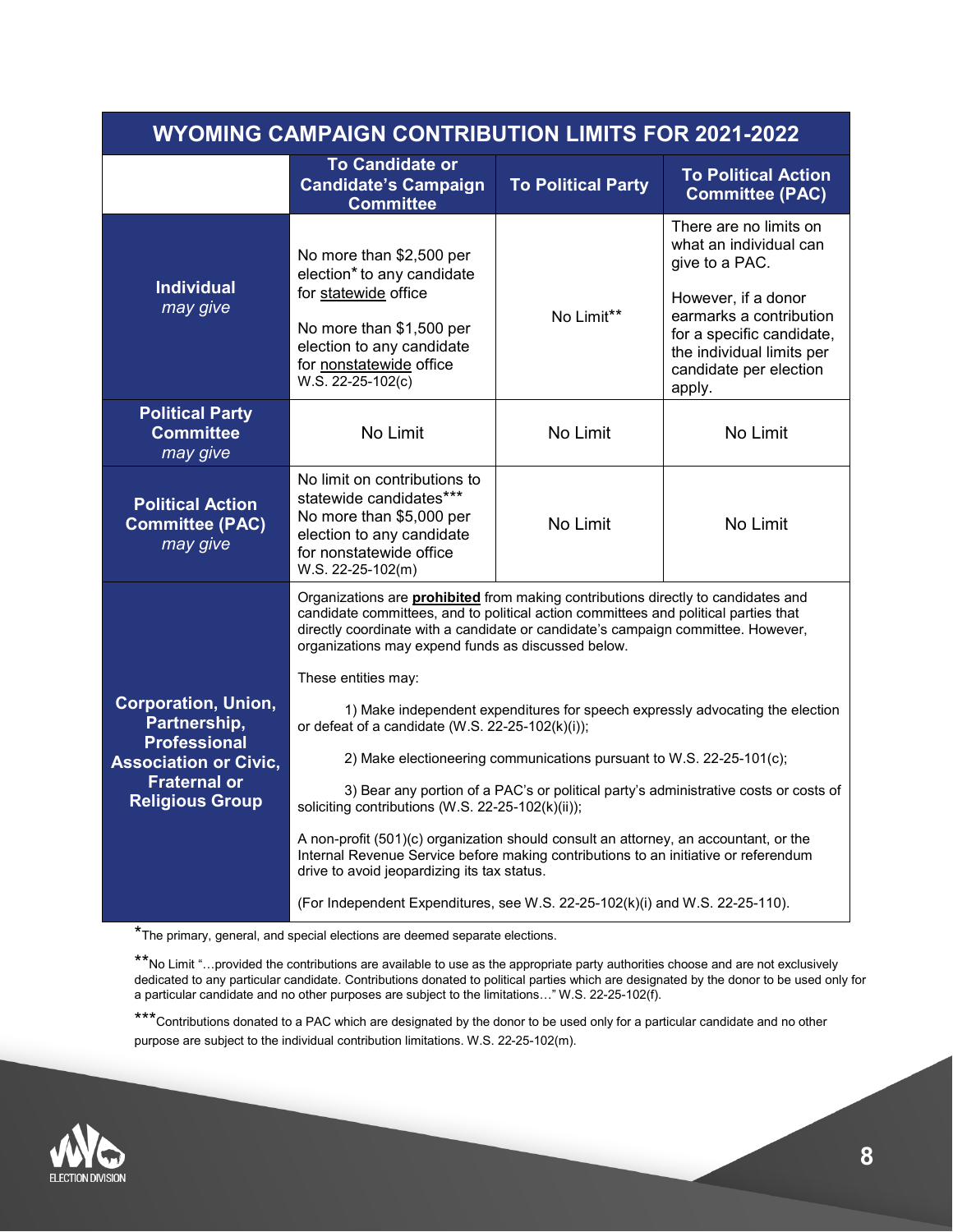| WYOMING CAMPAIGN CONTRIBUTION LIMITS FOR 2021-2022 | | | |
|---|---|---|---|
| | **To Candidate or Candidate's Campaign Committee** | **To Political Party** | **To Political Action Committee (PAC)** |
| **Individual** *may give* | No more than $2,500 per election* to any candidate for statewide office<br><br>No more than $1,500 per election to any candidate for nonstatewide office W.S. 22-25-102(c) | No Limit** | There are no limits on what an individual can give to a PAC.<br><br>However, if a donor earmarks a contribution for a specific candidate, the individual limits per candidate per election apply. |
| **Political Party Committee** *may give* | No Limit | No Limit | No Limit |
| **Political Action Committee (PAC)** *may give* | No limit on contributions to statewide candidates*** No more than $5,000 per election to any candidate for nonstatewide office W.S. 22-25-102(m) | No Limit | No Limit |
| **Corporation, Union, Partnership, Professional Association or Civic, Fraternal or Religious Group** | Organizations are **prohibited** from making contributions directly to candidates and candidate committees, and to political action committees and political parties that directly coordinate with a candidate or candidate's campaign committee. However, organizations may expend funds as discussed below.<br><br>These entities may:<br><br>1) Make independent expenditures for speech expressly advocating the election or defeat of a candidate (W.S. 22-25-102(k)(i));<br><br>2) Make electioneering communications pursuant to W.S. 22-25-101(c);<br><br>3) Bear any portion of a PAC's or political party's administrative costs or costs of soliciting contributions (W.S. 22-25-102(k)(ii));<br><br>A non-profit (501)(c) organization should consult an attorney, an accountant, or the Internal Revenue Service before making contributions to an initiative or referendum drive to avoid jeopardizing its tax status.<br><br>(For Independent Expenditures, see W.S. 22-25-102(k)(i) and W.S. 22-25-110). | | |

*The primary, general, and special elections are deemed separate elections.

**No Limit "…provided the contributions are available to use as the appropriate party authorities choose and are not exclusively dedicated to any particular candidate. Contributions donated to political parties which are designated by the donor to be used only for a particular candidate and no other purposes are subject to the limitations…" W.S. 22-25-102(f).

***Contributions donated to a PAC which are designated by the donor to be used only for a particular candidate and no other purpose are subject to the individual contribution limitations. W.S. 22-25-102(m).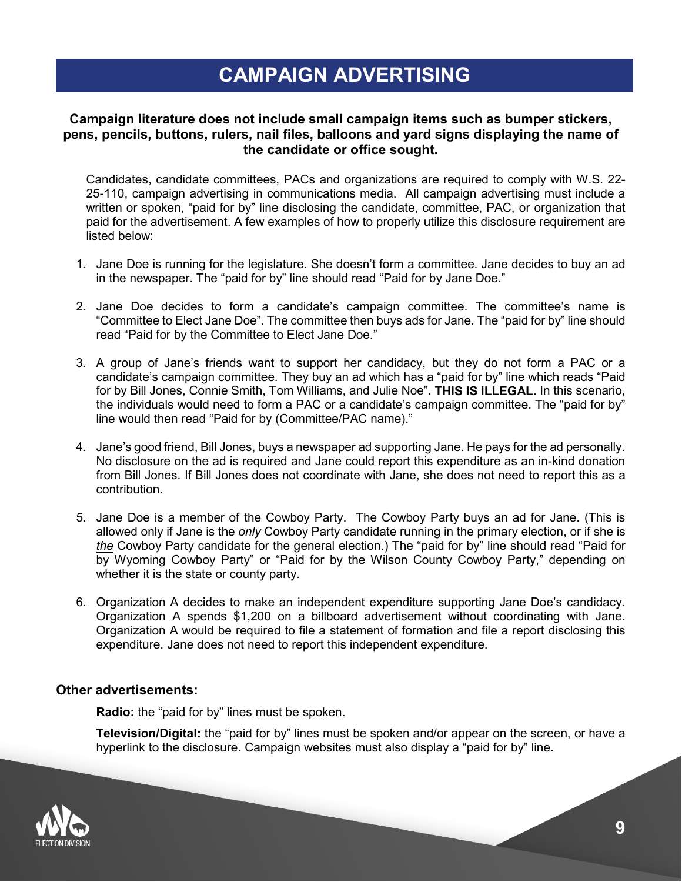# CAMPAIGN ADVERTISING

**Campaign literature does not include small campaign items such as bumper stickers, pens, pencils, buttons, rulers, nail files, balloons and yard signs displaying the name of the candidate or office sought.**

Candidates, candidate committees, PACs and organizations are required to comply with W.S. 22-25-110, campaign advertising in communications media. All campaign advertising must include a written or spoken, "paid for by" line disclosing the candidate, committee, PAC, or organization that paid for the advertisement. A few examples of how to properly utilize this disclosure requirement are listed below:

1. Jane Doe is running for the legislature. She doesn't form a committee. Jane decides to buy an ad in the newspaper. The "paid for by" line should read "Paid for by Jane Doe."

2. Jane Doe decides to form a candidate's campaign committee. The committee's name is "Committee to Elect Jane Doe". The committee then buys ads for Jane. The "paid for by" line should read "Paid for by the Committee to Elect Jane Doe."

3. A group of Jane's friends want to support her candidacy, but they do not form a PAC or a candidate's campaign committee. They buy an ad which has a "paid for by" line which reads "Paid for by Bill Jones, Connie Smith, Tom Williams, and Julie Noe". **THIS IS ILLEGAL.** In this scenario, the individuals would need to form a PAC or a candidate's campaign committee. The "paid for by" line would then read "Paid for by (Committee/PAC name)."

4. Jane's good friend, Bill Jones, buys a newspaper ad supporting Jane. He pays for the ad personally. No disclosure on the ad is required and Jane could report this expenditure as an in-kind donation from Bill Jones. If Bill Jones does not coordinate with Jane, she does not need to report this as a contribution.

5. Jane Doe is a member of the Cowboy Party. The Cowboy Party buys an ad for Jane. (This is allowed only if Jane is the *only* Cowboy Party candidate running in the primary election, or if she is ***the*** Cowboy Party candidate for the general election.) The "paid for by" line should read "Paid for by Wyoming Cowboy Party" or "Paid for by the Wilson County Cowboy Party," depending on whether it is the state or county party.

6. Organization A decides to make an independent expenditure supporting Jane Doe's candidacy. Organization A spends $1,200 on a billboard advertisement without coordinating with Jane. Organization A would be required to file a statement of formation and file a report disclosing this expenditure. Jane does not need to report this independent expenditure.

### Other advertisements:

**Radio:** the "paid for by" lines must be spoken.

**Television/Digital:** the "paid for by" lines must be spoken and/or appear on the screen, or have a hyperlink to the disclosure. Campaign websites must also display a "paid for by" line.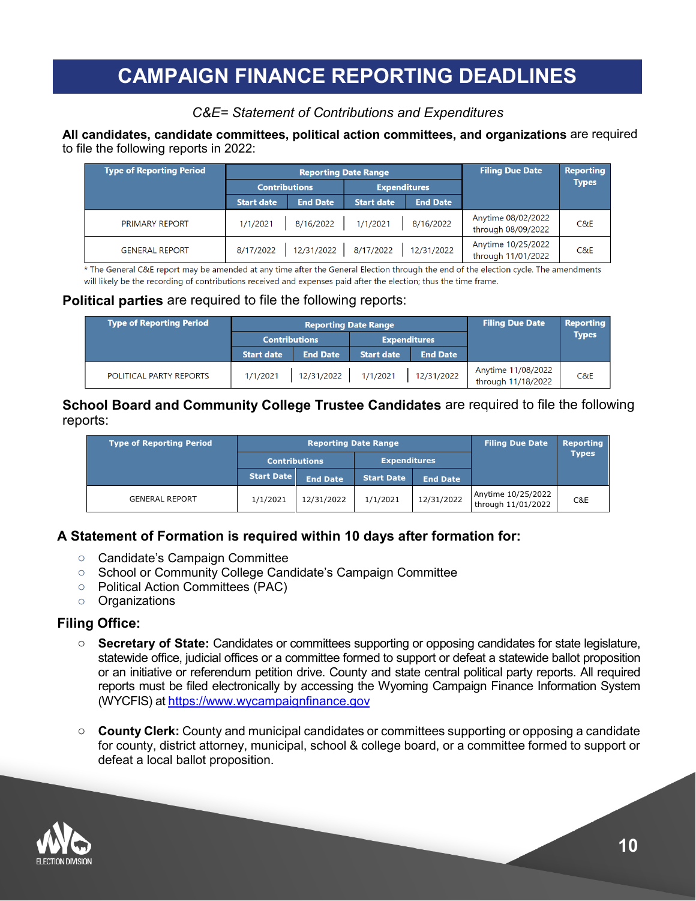# CAMPAIGN FINANCE REPORTING DEADLINES

*C&E= Statement of Contributions and Expenditures*

**All candidates, candidate committees, political action committees, and organizations** are required to file the following reports in 2022:

| Type of Reporting Period | Reporting Date Range | | | | Filing Due Date | Reporting Types |
|---|---|---|---|---|---|---|
| | Contributions | | Expenditures | | | |
| | Start date | End Date | Start date | End Date | | |
| PRIMARY REPORT | 1/1/2021 | 8/16/2022 | 1/1/2021 | 8/16/2022 | Anytime 08/02/2022 through 08/09/2022 | C&E |
| GENERAL REPORT | 8/17/2022 | 12/31/2022 | 8/17/2022 | 12/31/2022 | Anytime 10/25/2022 through 11/01/2022 | C&E |

* The General C&E report may be amended at any time after the General Election through the end of the election cycle. The amendments will likely be the recording of contributions received and expenses paid after the election; thus the time frame.

**Political parties** are required to file the following reports:

| Type of Reporting Period | Reporting Date Range | | | | Filing Due Date | Reporting Types |
|---|---|---|---|---|---|---|
| | Contributions | | Expenditures | | | |
| | Start date | End Date | Start date | End Date | | |
| POLITICAL PARTY REPORTS | 1/1/2021 | 12/31/2022 | 1/1/2021 | 12/31/2022 | Anytime 11/08/2022 through 11/18/2022 | C&E |

**School Board and Community College Trustee Candidates** are required to file the following reports:

| Type of Reporting Period | Reporting Date Range | | | | Filing Due Date | Reporting Types |
|---|---|---|---|---|---|---|
| | Contributions | | Expenditures | | | |
| | Start Date | End Date | Start Date | End Date | | |
| GENERAL REPORT | 1/1/2021 | 12/31/2022 | 1/1/2021 | 12/31/2022 | Anytime 10/25/2022 through 11/01/2022 | C&E |

### A Statement of Formation is required within 10 days after formation for:

- Candidate's Campaign Committee
- School or Community College Candidate's Campaign Committee
- Political Action Committees (PAC)
- Organizations

### Filing Office:

- **Secretary of State:** Candidates or committees supporting or opposing candidates for state legislature, statewide office, judicial offices or a committee formed to support or defeat a statewide ballot proposition or an initiative or referendum petition drive. County and state central political party reports. All required reports must be filed electronically by accessing the Wyoming Campaign Finance Information System (WYCFIS) at https://www.wycampaignfinance.gov

- **County Clerk:** County and municipal candidates or committees supporting or opposing a candidate for county, district attorney, municipal, school & college board, or a committee formed to support or defeat a local ballot proposition.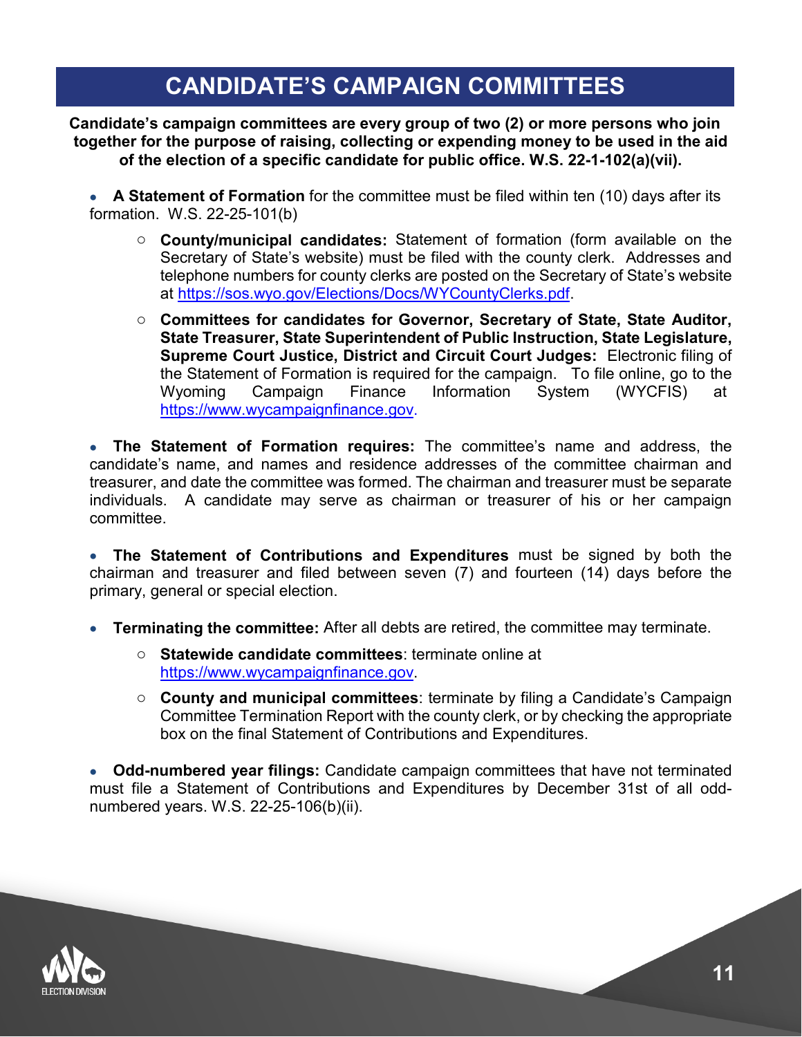# CANDIDATE'S CAMPAIGN COMMITTEES

**Candidate's campaign committees are every group of two (2) or more persons who join together for the purpose of raising, collecting or expending money to be used in the aid of the election of a specific candidate for public office. W.S. 22-1-102(a)(vii).**

- **A Statement of Formation** for the committee must be filed within ten (10) days after its formation. W.S. 22-25-101(b)
  - **County/municipal candidates:** Statement of formation (form available on the Secretary of State's website) must be filed with the county clerk. Addresses and telephone numbers for county clerks are posted on the Secretary of State's website at https://sos.wyo.gov/Elections/Docs/WYCountyClerks.pdf.
  - **Committees for candidates for Governor, Secretary of State, State Auditor, State Treasurer, State Superintendent of Public Instruction, State Legislature, Supreme Court Justice, District and Circuit Court Judges:** Electronic filing of the Statement of Formation is required for the campaign. To file online, go to the Wyoming Campaign Finance Information System (WYCFIS) at https://www.wycampaignfinance.gov.

- **The Statement of Formation requires:** The committee's name and address, the candidate's name, and names and residence addresses of the committee chairman and treasurer, and date the committee was formed. The chairman and treasurer must be separate individuals. A candidate may serve as chairman or treasurer of his or her campaign committee.

- **The Statement of Contributions and Expenditures** must be signed by both the chairman and treasurer and filed between seven (7) and fourteen (14) days before the primary, general or special election.

- **Terminating the committee:** After all debts are retired, the committee may terminate.
  - **Statewide candidate committees**: terminate online at https://www.wycampaignfinance.gov.
  - **County and municipal committees**: terminate by filing a Candidate's Campaign Committee Termination Report with the county clerk, or by checking the appropriate box on the final Statement of Contributions and Expenditures.

- **Odd-numbered year filings:** Candidate campaign committees that have not terminated must file a Statement of Contributions and Expenditures by December 31st of all odd-numbered years. W.S. 22-25-106(b)(ii).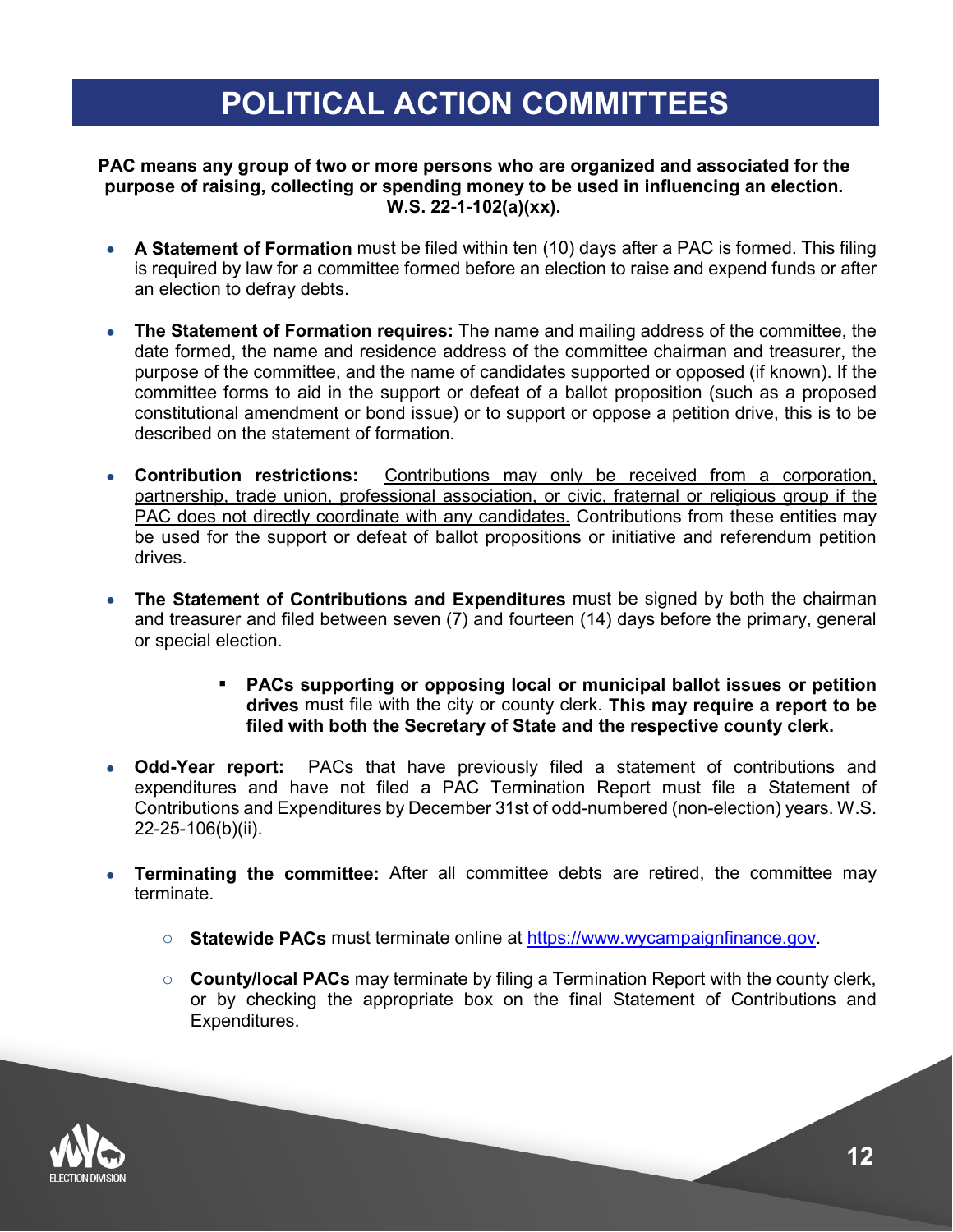# POLITICAL ACTION COMMITTEES

**PAC means any group of two or more persons who are organized and associated for the purpose of raising, collecting or spending money to be used in influencing an election. W.S. 22-1-102(a)(xx).**

- **A Statement of Formation** must be filed within ten (10) days after a PAC is formed. This filing is required by law for a committee formed before an election to raise and expend funds or after an election to defray debts.

- **The Statement of Formation requires:** The name and mailing address of the committee, the date formed, the name and residence address of the committee chairman and treasurer, the purpose of the committee, and the name of candidates supported or opposed (if known). If the committee forms to aid in the support or defeat of a ballot proposition (such as a proposed constitutional amendment or bond issue) or to support or oppose a petition drive, this is to be described on the statement of formation.

- **Contribution restrictions:** <u>Contributions may only be received from a corporation, partnership, trade union, professional association, or civic, fraternal or religious group if the PAC does not directly coordinate with any candidates.</u> Contributions from these entities may be used for the support or defeat of ballot propositions or initiative and referendum petition drives.

- **The Statement of Contributions and Expenditures** must be signed by both the chairman and treasurer and filed between seven (7) and fourteen (14) days before the primary, general or special election.

    - **PACs supporting or opposing local or municipal ballot issues or petition drives** must file with the city or county clerk. **This may require a report to be filed with both the Secretary of State and the respective county clerk.**

- **Odd-Year report:** PACs that have previously filed a statement of contributions and expenditures and have not filed a PAC Termination Report must file a Statement of Contributions and Expenditures by December 31st of odd-numbered (non-election) years. W.S. 22-25-106(b)(ii).

- **Terminating the committee:** After all committee debts are retired, the committee may terminate.

    - **Statewide PACs** must terminate online at [https://www.wycampaignfinance.gov](https://www.wycampaignfinance.gov).

    - **County/local PACs** may terminate by filing a Termination Report with the county clerk, or by checking the appropriate box on the final Statement of Contributions and Expenditures.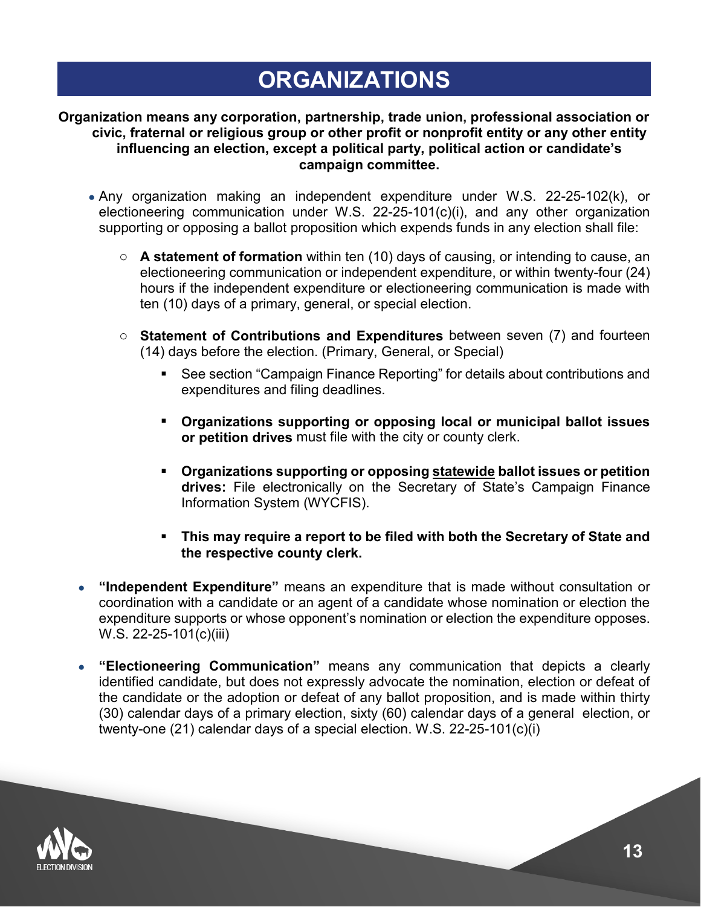# ORGANIZATIONS

**Organization means any corporation, partnership, trade union, professional association or civic, fraternal or religious group or other profit or nonprofit entity or any other entity influencing an election, except a political party, political action or candidate's campaign committee.**

- Any organization making an independent expenditure under W.S. 22-25-102(k), or electioneering communication under W.S. 22-25-101(c)(i), and any other organization supporting or opposing a ballot proposition which expends funds in any election shall file:
  - **A statement of formation** within ten (10) days of causing, or intending to cause, an electioneering communication or independent expenditure, or within twenty-four (24) hours if the independent expenditure or electioneering communication is made with ten (10) days of a primary, general, or special election.
  - **Statement of Contributions and Expenditures** between seven (7) and fourteen (14) days before the election. (Primary, General, or Special)
    - See section "Campaign Finance Reporting" for details about contributions and expenditures and filing deadlines.
    - **Organizations supporting or opposing local or municipal ballot issues or petition drives** must file with the city or county clerk.
    - **Organizations supporting or opposing <u>statewide</u> ballot issues or petition drives:** File electronically on the Secretary of State's Campaign Finance Information System (WYCFIS).
    - **This may require a report to be filed with both the Secretary of State and the respective county clerk.**

- **"Independent Expenditure"** means an expenditure that is made without consultation or coordination with a candidate or an agent of a candidate whose nomination or election the expenditure supports or whose opponent's nomination or election the expenditure opposes. W.S. 22-25-101(c)(iii)

- **"Electioneering Communication"** means any communication that depicts a clearly identified candidate, but does not expressly advocate the nomination, election or defeat of the candidate or the adoption or defeat of any ballot proposition, and is made within thirty (30) calendar days of a primary election, sixty (60) calendar days of a general election, or twenty-one (21) calendar days of a special election. W.S. 22-25-101(c)(i)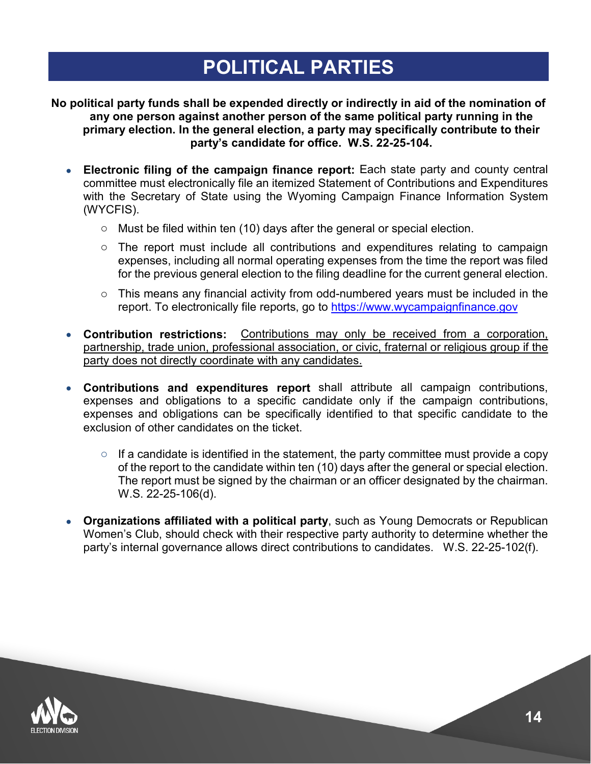# POLITICAL PARTIES

**No political party funds shall be expended directly or indirectly in aid of the nomination of any one person against another person of the same political party running in the primary election. In the general election, a party may specifically contribute to their party's candidate for office. W.S. 22-25-104.**

- **Electronic filing of the campaign finance report:** Each state party and county central committee must electronically file an itemized Statement of Contributions and Expenditures with the Secretary of State using the Wyoming Campaign Finance Information System (WYCFIS).
  - Must be filed within ten (10) days after the general or special election.
  - The report must include all contributions and expenditures relating to campaign expenses, including all normal operating expenses from the time the report was filed for the previous general election to the filing deadline for the current general election.
  - This means any financial activity from odd-numbered years must be included in the report. To electronically file reports, go to [https://www.wycampaignfinance.gov](https://www.wycampaignfinance.gov)
- **Contribution restrictions:** <u>Contributions may only be received from a corporation, partnership, trade union, professional association, or civic, fraternal or religious group if the party does not directly coordinate with any candidates.</u>
- **Contributions and expenditures report** shall attribute all campaign contributions, expenses and obligations to a specific candidate only if the campaign contributions, expenses and obligations can be specifically identified to that specific candidate to the exclusion of other candidates on the ticket.
  - If a candidate is identified in the statement, the party committee must provide a copy of the report to the candidate within ten (10) days after the general or special election. The report must be signed by the chairman or an officer designated by the chairman. W.S. 22-25-106(d).
- **Organizations affiliated with a political party**, such as Young Democrats or Republican Women's Club, should check with their respective party authority to determine whether the party's internal governance allows direct contributions to candidates. W.S. 22-25-102(f).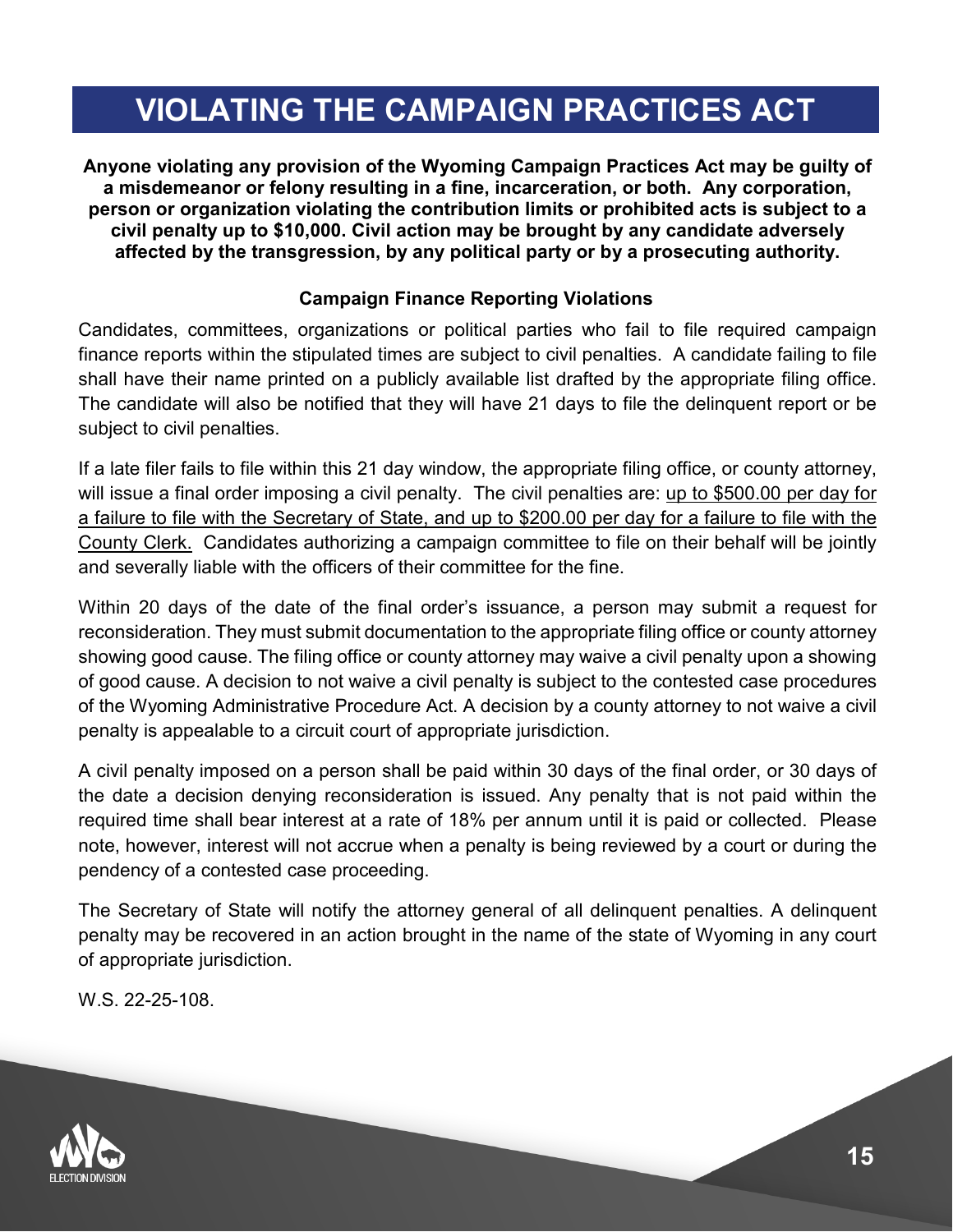# VIOLATING THE CAMPAIGN PRACTICES ACT

**Anyone violating any provision of the Wyoming Campaign Practices Act may be guilty of a misdemeanor or felony resulting in a fine, incarceration, or both. Any corporation, person or organization violating the contribution limits or prohibited acts is subject to a civil penalty up to $10,000. Civil action may be brought by any candidate adversely affected by the transgression, by any political party or by a prosecuting authority.**

### Campaign Finance Reporting Violations

Candidates, committees, organizations or political parties who fail to file required campaign finance reports within the stipulated times are subject to civil penalties. A candidate failing to file shall have their name printed on a publicly available list drafted by the appropriate filing office. The candidate will also be notified that they will have 21 days to file the delinquent report or be subject to civil penalties.

If a late filer fails to file within this 21 day window, the appropriate filing office, or county attorney, will issue a final order imposing a civil penalty. The civil penalties are: up to $500.00 per day for a failure to file with the Secretary of State, and up to $200.00 per day for a failure to file with the County Clerk. Candidates authorizing a campaign committee to file on their behalf will be jointly and severally liable with the officers of their committee for the fine.

Within 20 days of the date of the final order's issuance, a person may submit a request for reconsideration. They must submit documentation to the appropriate filing office or county attorney showing good cause. The filing office or county attorney may waive a civil penalty upon a showing of good cause. A decision to not waive a civil penalty is subject to the contested case procedures of the Wyoming Administrative Procedure Act. A decision by a county attorney to not waive a civil penalty is appealable to a circuit court of appropriate jurisdiction.

A civil penalty imposed on a person shall be paid within 30 days of the final order, or 30 days of the date a decision denying reconsideration is issued. Any penalty that is not paid within the required time shall bear interest at a rate of 18% per annum until it is paid or collected. Please note, however, interest will not accrue when a penalty is being reviewed by a court or during the pendency of a contested case proceeding.

The Secretary of State will notify the attorney general of all delinquent penalties. A delinquent penalty may be recovered in an action brought in the name of the state of Wyoming in any court of appropriate jurisdiction.

W.S. 22-25-108.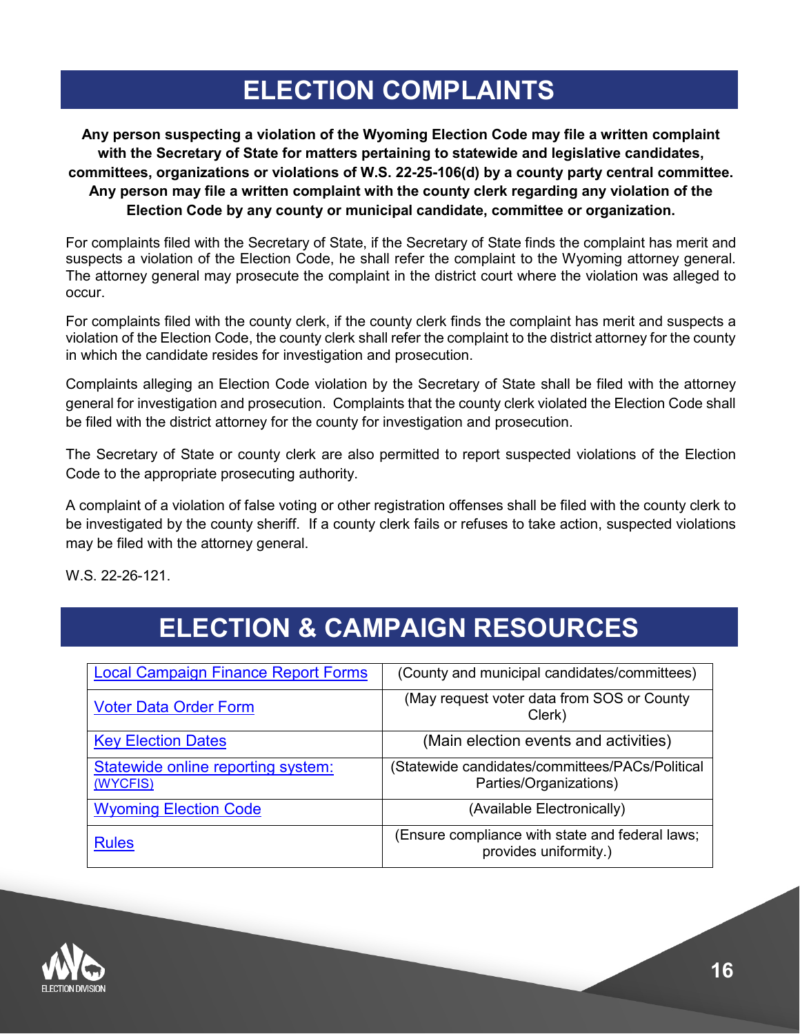# ELECTION COMPLAINTS

**Any person suspecting a violation of the Wyoming Election Code may file a written complaint with the Secretary of State for matters pertaining to statewide and legislative candidates, committees, organizations or violations of W.S. 22-25-106(d) by a county party central committee. Any person may file a written complaint with the county clerk regarding any violation of the Election Code by any county or municipal candidate, committee or organization.**

For complaints filed with the Secretary of State, if the Secretary of State finds the complaint has merit and suspects a violation of the Election Code, he shall refer the complaint to the Wyoming attorney general. The attorney general may prosecute the complaint in the district court where the violation was alleged to occur.

For complaints filed with the county clerk, if the county clerk finds the complaint has merit and suspects a violation of the Election Code, the county clerk shall refer the complaint to the district attorney for the county in which the candidate resides for investigation and prosecution.

Complaints alleging an Election Code violation by the Secretary of State shall be filed with the attorney general for investigation and prosecution. Complaints that the county clerk violated the Election Code shall be filed with the district attorney for the county for investigation and prosecution.

The Secretary of State or county clerk are also permitted to report suspected violations of the Election Code to the appropriate prosecuting authority.

A complaint of a violation of false voting or other registration offenses shall be filed with the county clerk to be investigated by the county sheriff. If a county clerk fails or refuses to take action, suspected violations may be filed with the attorney general.

W.S. 22-26-121.

# ELECTION & CAMPAIGN RESOURCES

| | |
|---|---|
| Local Campaign Finance Report Forms | (County and municipal candidates/committees) |
| Voter Data Order Form | (May request voter data from SOS or County Clerk) |
| Key Election Dates | (Main election events and activities) |
| Statewide online reporting system: (WYCFIS) | (Statewide candidates/committees/PACs/Political Parties/Organizations) |
| Wyoming Election Code | (Available Electronically) |
| Rules | (Ensure compliance with state and federal laws; provides uniformity.) |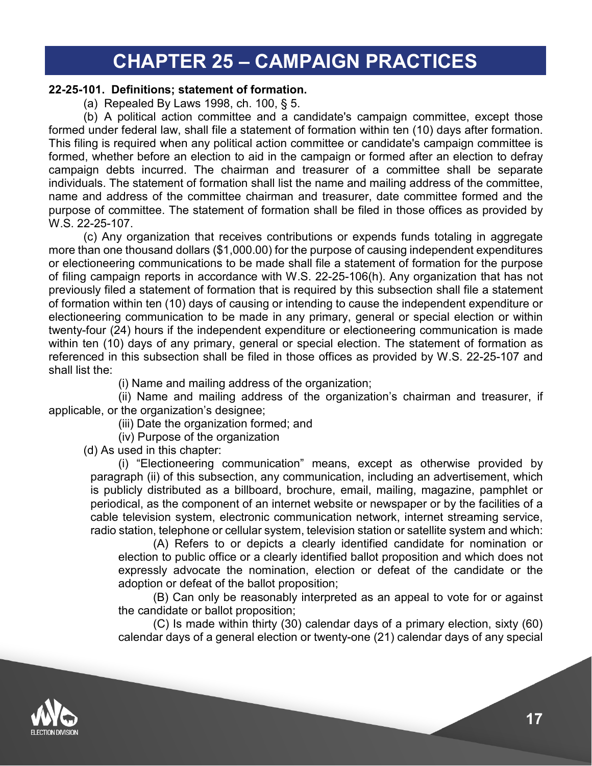# CHAPTER 25 – CAMPAIGN PRACTICES

**22-25-101. Definitions; statement of formation.**

(a) Repealed By Laws 1998, ch. 100, § 5.

(b) A political action committee and a candidate's campaign committee, except those formed under federal law, shall file a statement of formation within ten (10) days after formation. This filing is required when any political action committee or candidate's campaign committee is formed, whether before an election to aid in the campaign or formed after an election to defray campaign debts incurred. The chairman and treasurer of a committee shall be separate individuals. The statement of formation shall list the name and mailing address of the committee, name and address of the committee chairman and treasurer, date committee formed and the purpose of committee. The statement of formation shall be filed in those offices as provided by W.S. 22-25-107.

(c) Any organization that receives contributions or expends funds totaling in aggregate more than one thousand dollars ($1,000.00) for the purpose of causing independent expenditures or electioneering communications to be made shall file a statement of formation for the purpose of filing campaign reports in accordance with W.S. 22-25-106(h). Any organization that has not previously filed a statement of formation that is required by this subsection shall file a statement of formation within ten (10) days of causing or intending to cause the independent expenditure or electioneering communication to be made in any primary, general or special election or within twenty-four (24) hours if the independent expenditure or electioneering communication is made within ten (10) days of any primary, general or special election. The statement of formation as referenced in this subsection shall be filed in those offices as provided by W.S. 22-25-107 and shall list the:

(i) Name and mailing address of the organization;

(ii) Name and mailing address of the organization's chairman and treasurer, if applicable, or the organization's designee;

(iii) Date the organization formed; and

(iv) Purpose of the organization

(d) As used in this chapter:

(i) "Electioneering communication" means, except as otherwise provided by paragraph (ii) of this subsection, any communication, including an advertisement, which is publicly distributed as a billboard, brochure, email, mailing, magazine, pamphlet or periodical, as the component of an internet website or newspaper or by the facilities of a cable television system, electronic communication network, internet streaming service, radio station, telephone or cellular system, television station or satellite system and which:

(A) Refers to or depicts a clearly identified candidate for nomination or election to public office or a clearly identified ballot proposition and which does not expressly advocate the nomination, election or defeat of the candidate or the adoption or defeat of the ballot proposition;

(B) Can only be reasonably interpreted as an appeal to vote for or against the candidate or ballot proposition;

(C) Is made within thirty (30) calendar days of a primary election, sixty (60) calendar days of a general election or twenty-one (21) calendar days of any special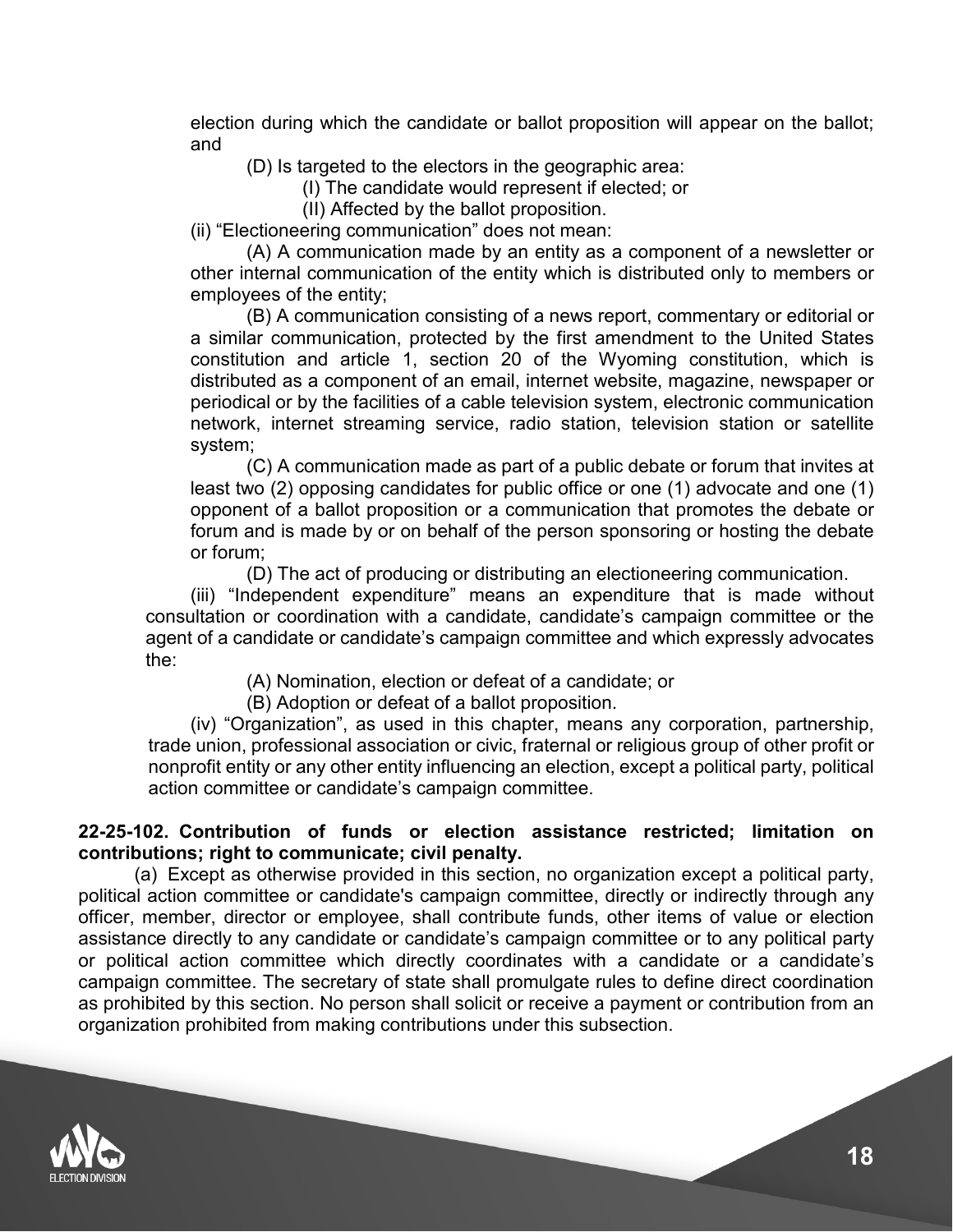election during which the candidate or ballot proposition will appear on the ballot; and

(D) Is targeted to the electors in the geographic area:

(I) The candidate would represent if elected; or

(II) Affected by the ballot proposition.

(ii) "Electioneering communication" does not mean:

(A) A communication made by an entity as a component of a newsletter or other internal communication of the entity which is distributed only to members or employees of the entity;

(B) A communication consisting of a news report, commentary or editorial or a similar communication, protected by the first amendment to the United States constitution and article 1, section 20 of the Wyoming constitution, which is distributed as a component of an email, internet website, magazine, newspaper or periodical or by the facilities of a cable television system, electronic communication network, internet streaming service, radio station, television station or satellite system;

(C) A communication made as part of a public debate or forum that invites at least two (2) opposing candidates for public office or one (1) advocate and one (1) opponent of a ballot proposition or a communication that promotes the debate or forum and is made by or on behalf of the person sponsoring or hosting the debate or forum;

(D) The act of producing or distributing an electioneering communication.

(iii) "Independent expenditure" means an expenditure that is made without consultation or coordination with a candidate, candidate's campaign committee or the agent of a candidate or candidate's campaign committee and which expressly advocates the:

(A) Nomination, election or defeat of a candidate; or

(B) Adoption or defeat of a ballot proposition.

(iv) "Organization", as used in this chapter, means any corporation, partnership, trade union, professional association or civic, fraternal or religious group of other profit or nonprofit entity or any other entity influencing an election, except a political party, political action committee or candidate's campaign committee.

**22-25-102. Contribution of funds or election assistance restricted; limitation on contributions; right to communicate; civil penalty.**

(a) Except as otherwise provided in this section, no organization except a political party, political action committee or candidate's campaign committee, directly or indirectly through any officer, member, director or employee, shall contribute funds, other items of value or election assistance directly to any candidate or candidate's campaign committee or to any political party or political action committee which directly coordinates with a candidate or a candidate's campaign committee. The secretary of state shall promulgate rules to define direct coordination as prohibited by this section. No person shall solicit or receive a payment or contribution from an organization prohibited from making contributions under this subsection.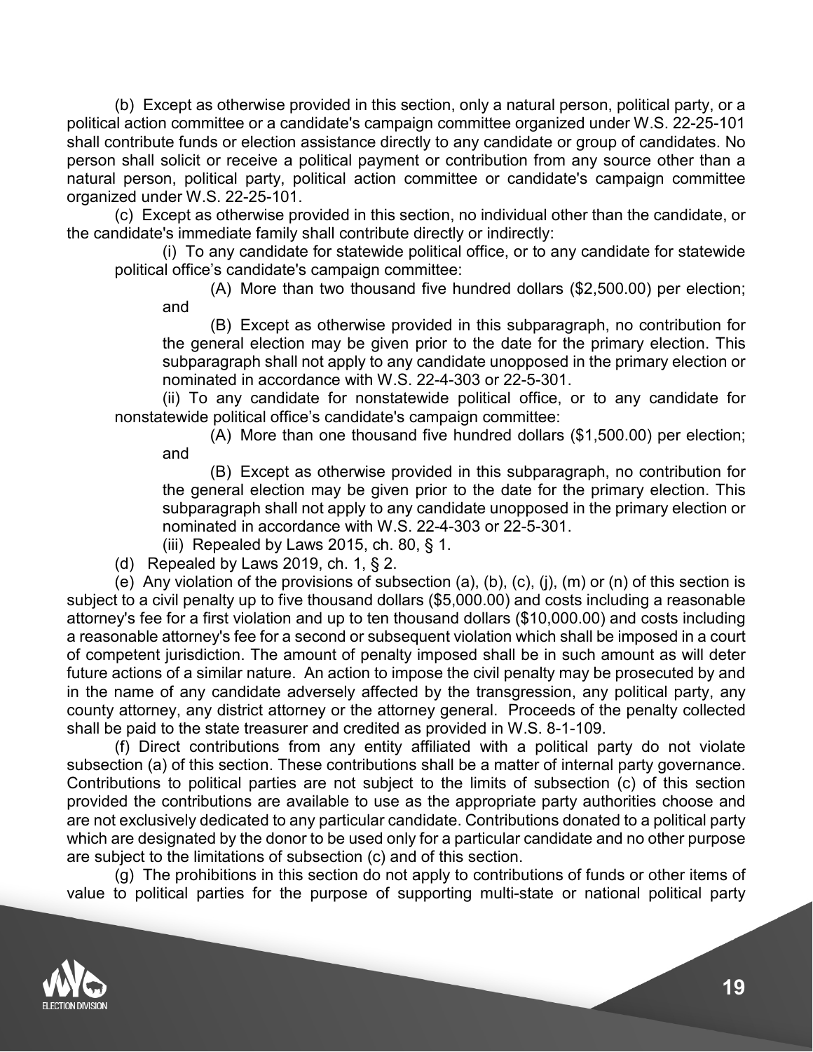(b) Except as otherwise provided in this section, only a natural person, political party, or a political action committee or a candidate's campaign committee organized under W.S. 22-25-101 shall contribute funds or election assistance directly to any candidate or group of candidates. No person shall solicit or receive a political payment or contribution from any source other than a natural person, political party, political action committee or candidate's campaign committee organized under W.S. 22-25-101.

(c) Except as otherwise provided in this section, no individual other than the candidate, or the candidate's immediate family shall contribute directly or indirectly:

(i) To any candidate for statewide political office, or to any candidate for statewide political office's candidate's campaign committee:

(A) More than two thousand five hundred dollars ($2,500.00) per election; and

(B) Except as otherwise provided in this subparagraph, no contribution for the general election may be given prior to the date for the primary election. This subparagraph shall not apply to any candidate unopposed in the primary election or nominated in accordance with W.S. 22-4-303 or 22-5-301.

(ii) To any candidate for nonstatewide political office, or to any candidate for nonstatewide political office's candidate's campaign committee:

(A) More than one thousand five hundred dollars ($1,500.00) per election; and

(B) Except as otherwise provided in this subparagraph, no contribution for the general election may be given prior to the date for the primary election. This subparagraph shall not apply to any candidate unopposed in the primary election or nominated in accordance with W.S. 22-4-303 or 22-5-301.

(iii) Repealed by Laws 2015, ch. 80, § 1.

(d) Repealed by Laws 2019, ch. 1, § 2.

(e) Any violation of the provisions of subsection (a), (b), (c), (j), (m) or (n) of this section is subject to a civil penalty up to five thousand dollars ($5,000.00) and costs including a reasonable attorney's fee for a first violation and up to ten thousand dollars ($10,000.00) and costs including a reasonable attorney's fee for a second or subsequent violation which shall be imposed in a court of competent jurisdiction. The amount of penalty imposed shall be in such amount as will deter future actions of a similar nature. An action to impose the civil penalty may be prosecuted by and in the name of any candidate adversely affected by the transgression, any political party, any county attorney, any district attorney or the attorney general. Proceeds of the penalty collected shall be paid to the state treasurer and credited as provided in W.S. 8-1-109.

(f) Direct contributions from any entity affiliated with a political party do not violate subsection (a) of this section. These contributions shall be a matter of internal party governance. Contributions to political parties are not subject to the limits of subsection (c) of this section provided the contributions are available to use as the appropriate party authorities choose and are not exclusively dedicated to any particular candidate. Contributions donated to a political party which are designated by the donor to be used only for a particular candidate and no other purpose are subject to the limitations of subsection (c) and of this section.

(g) The prohibitions in this section do not apply to contributions of funds or other items of value to political parties for the purpose of supporting multi-state or national political party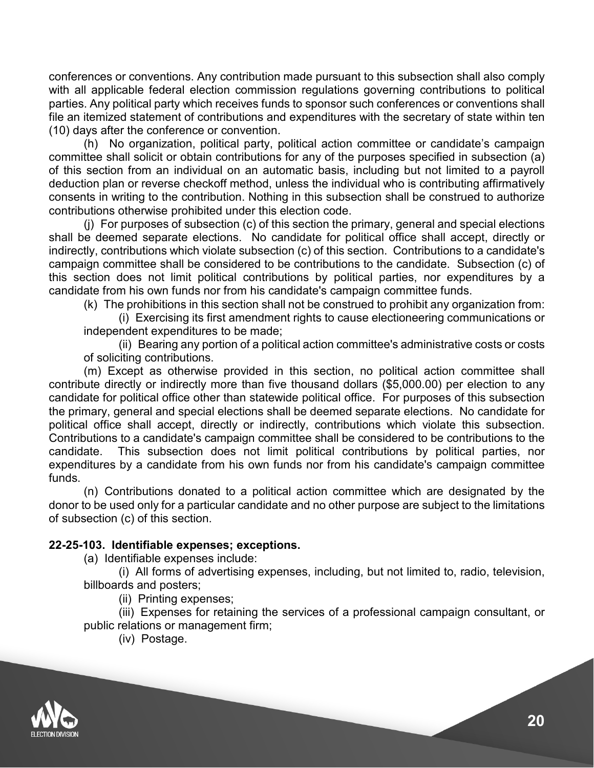conferences or conventions. Any contribution made pursuant to this subsection shall also comply with all applicable federal election commission regulations governing contributions to political parties. Any political party which receives funds to sponsor such conferences or conventions shall file an itemized statement of contributions and expenditures with the secretary of state within ten (10) days after the conference or convention.

(h) No organization, political party, political action committee or candidate's campaign committee shall solicit or obtain contributions for any of the purposes specified in subsection (a) of this section from an individual on an automatic basis, including but not limited to a payroll deduction plan or reverse checkoff method, unless the individual who is contributing affirmatively consents in writing to the contribution. Nothing in this subsection shall be construed to authorize contributions otherwise prohibited under this election code.

(j) For purposes of subsection (c) of this section the primary, general and special elections shall be deemed separate elections. No candidate for political office shall accept, directly or indirectly, contributions which violate subsection (c) of this section. Contributions to a candidate's campaign committee shall be considered to be contributions to the candidate. Subsection (c) of this section does not limit political contributions by political parties, nor expenditures by a candidate from his own funds nor from his candidate's campaign committee funds.

(k) The prohibitions in this section shall not be construed to prohibit any organization from:

(i) Exercising its first amendment rights to cause electioneering communications or independent expenditures to be made;

(ii) Bearing any portion of a political action committee's administrative costs or costs of soliciting contributions.

(m) Except as otherwise provided in this section, no political action committee shall contribute directly or indirectly more than five thousand dollars ($5,000.00) per election to any candidate for political office other than statewide political office. For purposes of this subsection the primary, general and special elections shall be deemed separate elections. No candidate for political office shall accept, directly or indirectly, contributions which violate this subsection. Contributions to a candidate's campaign committee shall be considered to be contributions to the candidate. This subsection does not limit political contributions by political parties, nor expenditures by a candidate from his own funds nor from his candidate's campaign committee funds.

(n) Contributions donated to a political action committee which are designated by the donor to be used only for a particular candidate and no other purpose are subject to the limitations of subsection (c) of this section.

**22-25-103. Identifiable expenses; exceptions.**

(a) Identifiable expenses include:

(i) All forms of advertising expenses, including, but not limited to, radio, television, billboards and posters;

(ii) Printing expenses;

(iii) Expenses for retaining the services of a professional campaign consultant, or public relations or management firm;

(iv) Postage.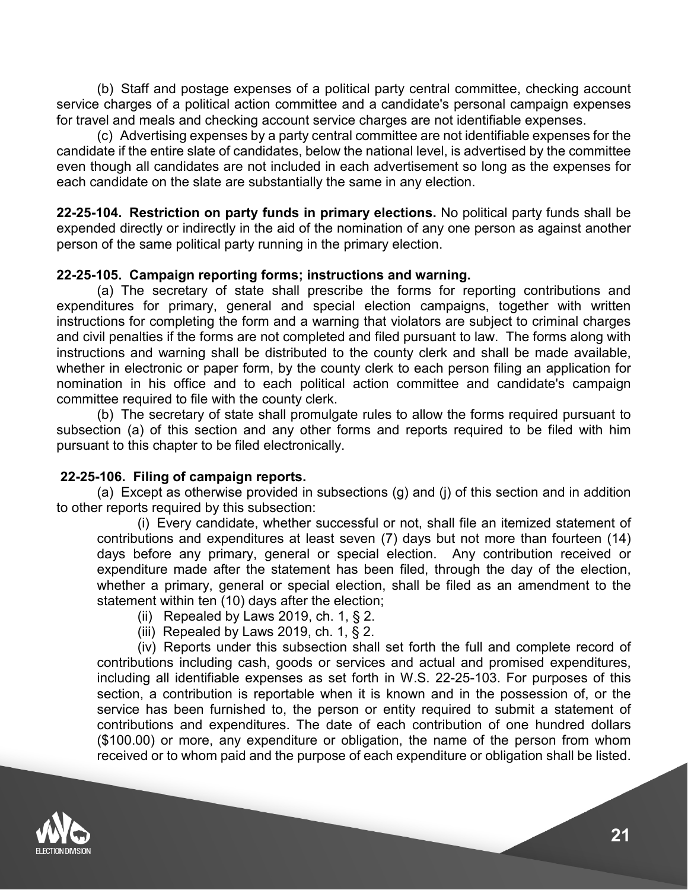(b) Staff and postage expenses of a political party central committee, checking account service charges of a political action committee and a candidate's personal campaign expenses for travel and meals and checking account service charges are not identifiable expenses.

(c) Advertising expenses by a party central committee are not identifiable expenses for the candidate if the entire slate of candidates, below the national level, is advertised by the committee even though all candidates are not included in each advertisement so long as the expenses for each candidate on the slate are substantially the same in any election.

**22-25-104. Restriction on party funds in primary elections.** No political party funds shall be expended directly or indirectly in the aid of the nomination of any one person as against another person of the same political party running in the primary election.

**22-25-105. Campaign reporting forms; instructions and warning.**

(a) The secretary of state shall prescribe the forms for reporting contributions and expenditures for primary, general and special election campaigns, together with written instructions for completing the form and a warning that violators are subject to criminal charges and civil penalties if the forms are not completed and filed pursuant to law. The forms along with instructions and warning shall be distributed to the county clerk and shall be made available, whether in electronic or paper form, by the county clerk to each person filing an application for nomination in his office and to each political action committee and candidate's campaign committee required to file with the county clerk.

(b) The secretary of state shall promulgate rules to allow the forms required pursuant to subsection (a) of this section and any other forms and reports required to be filed with him pursuant to this chapter to be filed electronically.

**22-25-106. Filing of campaign reports.**

(a) Except as otherwise provided in subsections (g) and (j) of this section and in addition to other reports required by this subsection:

(i) Every candidate, whether successful or not, shall file an itemized statement of contributions and expenditures at least seven (7) days but not more than fourteen (14) days before any primary, general or special election. Any contribution received or expenditure made after the statement has been filed, through the day of the election, whether a primary, general or special election, shall be filed as an amendment to the statement within ten (10) days after the election;

(ii) Repealed by Laws 2019, ch. 1, § 2.

(iii) Repealed by Laws 2019, ch. 1, § 2.

(iv) Reports under this subsection shall set forth the full and complete record of contributions including cash, goods or services and actual and promised expenditures, including all identifiable expenses as set forth in W.S. 22-25-103. For purposes of this section, a contribution is reportable when it is known and in the possession of, or the service has been furnished to, the person or entity required to submit a statement of contributions and expenditures. The date of each contribution of one hundred dollars ($100.00) or more, any expenditure or obligation, the name of the person from whom received or to whom paid and the purpose of each expenditure or obligation shall be listed.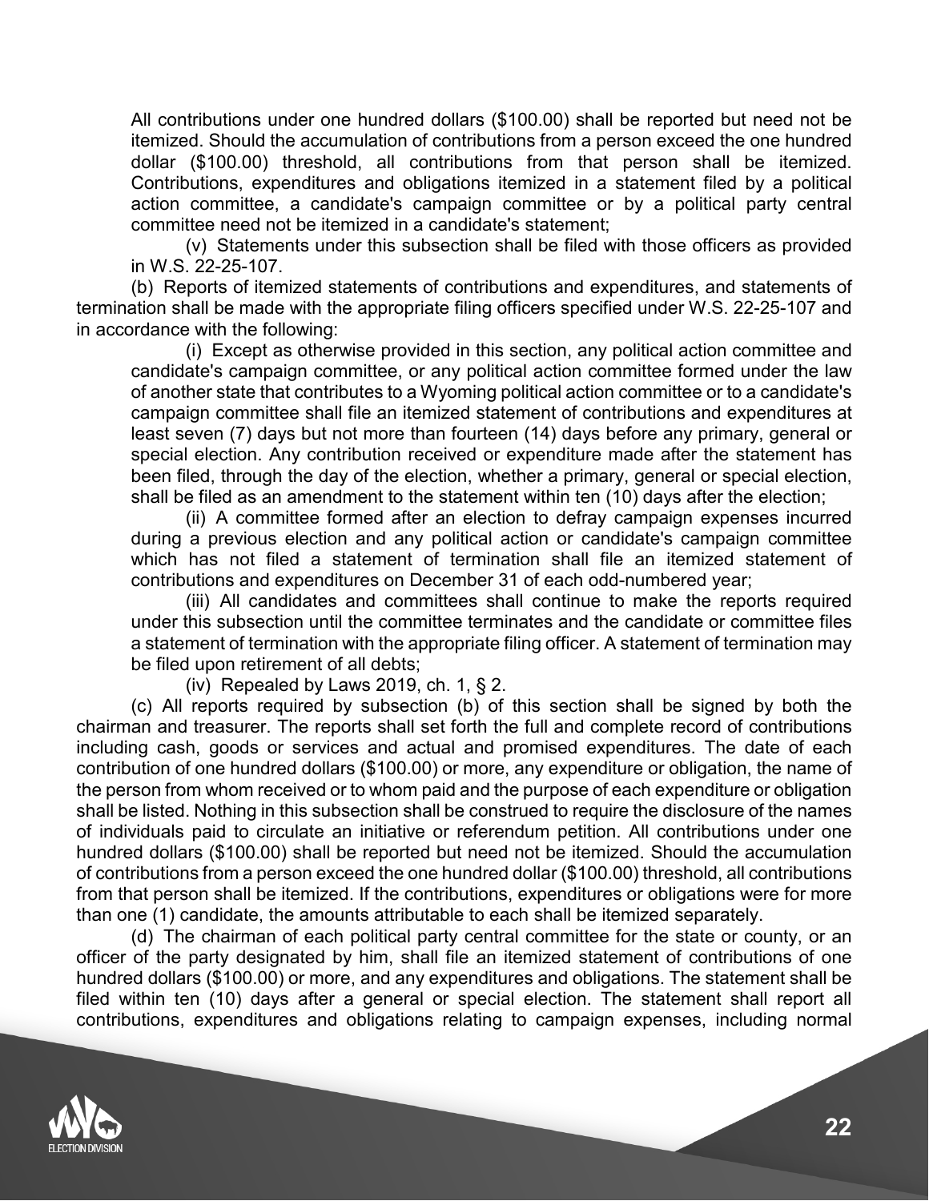All contributions under one hundred dollars ($100.00) shall be reported but need not be itemized. Should the accumulation of contributions from a person exceed the one hundred dollar ($100.00) threshold, all contributions from that person shall be itemized. Contributions, expenditures and obligations itemized in a statement filed by a political action committee, a candidate's campaign committee or by a political party central committee need not be itemized in a candidate's statement;

(v) Statements under this subsection shall be filed with those officers as provided in W.S. 22-25-107.

(b) Reports of itemized statements of contributions and expenditures, and statements of termination shall be made with the appropriate filing officers specified under W.S. 22-25-107 and in accordance with the following:

(i) Except as otherwise provided in this section, any political action committee and candidate's campaign committee, or any political action committee formed under the law of another state that contributes to a Wyoming political action committee or to a candidate's campaign committee shall file an itemized statement of contributions and expenditures at least seven (7) days but not more than fourteen (14) days before any primary, general or special election. Any contribution received or expenditure made after the statement has been filed, through the day of the election, whether a primary, general or special election, shall be filed as an amendment to the statement within ten (10) days after the election;

(ii) A committee formed after an election to defray campaign expenses incurred during a previous election and any political action or candidate's campaign committee which has not filed a statement of termination shall file an itemized statement of contributions and expenditures on December 31 of each odd-numbered year;

(iii) All candidates and committees shall continue to make the reports required under this subsection until the committee terminates and the candidate or committee files a statement of termination with the appropriate filing officer. A statement of termination may be filed upon retirement of all debts;

(iv) Repealed by Laws 2019, ch. 1, § 2.

(c) All reports required by subsection (b) of this section shall be signed by both the chairman and treasurer. The reports shall set forth the full and complete record of contributions including cash, goods or services and actual and promised expenditures. The date of each contribution of one hundred dollars ($100.00) or more, any expenditure or obligation, the name of the person from whom received or to whom paid and the purpose of each expenditure or obligation shall be listed. Nothing in this subsection shall be construed to require the disclosure of the names of individuals paid to circulate an initiative or referendum petition. All contributions under one hundred dollars ($100.00) shall be reported but need not be itemized. Should the accumulation of contributions from a person exceed the one hundred dollar ($100.00) threshold, all contributions from that person shall be itemized. If the contributions, expenditures or obligations were for more than one (1) candidate, the amounts attributable to each shall be itemized separately.

(d) The chairman of each political party central committee for the state or county, or an officer of the party designated by him, shall file an itemized statement of contributions of one hundred dollars ($100.00) or more, and any expenditures and obligations. The statement shall be filed within ten (10) days after a general or special election. The statement shall report all contributions, expenditures and obligations relating to campaign expenses, including normal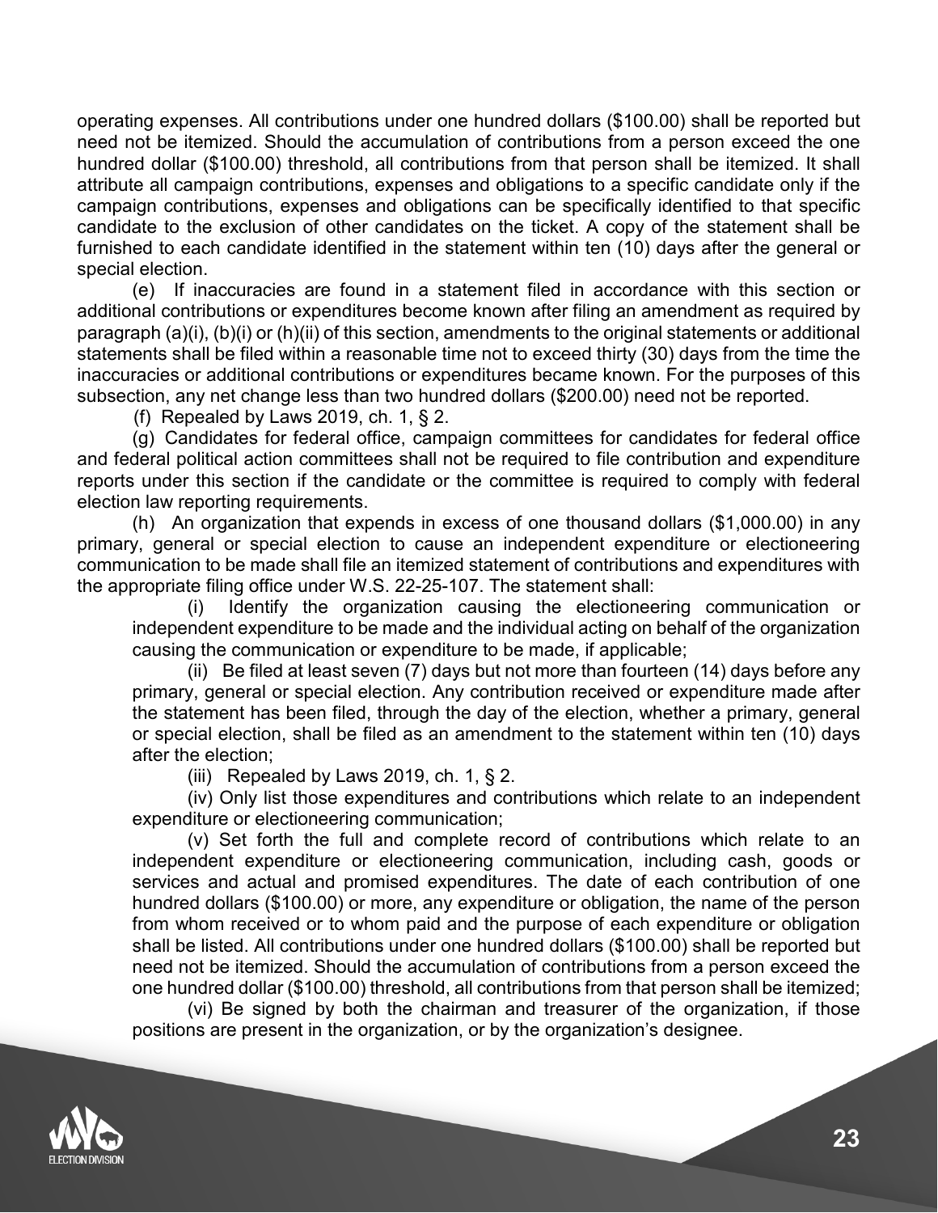operating expenses. All contributions under one hundred dollars ($100.00) shall be reported but need not be itemized. Should the accumulation of contributions from a person exceed the one hundred dollar ($100.00) threshold, all contributions from that person shall be itemized. It shall attribute all campaign contributions, expenses and obligations to a specific candidate only if the campaign contributions, expenses and obligations can be specifically identified to that specific candidate to the exclusion of other candidates on the ticket. A copy of the statement shall be furnished to each candidate identified in the statement within ten (10) days after the general or special election.

(e) If inaccuracies are found in a statement filed in accordance with this section or additional contributions or expenditures become known after filing an amendment as required by paragraph (a)(i), (b)(i) or (h)(ii) of this section, amendments to the original statements or additional statements shall be filed within a reasonable time not to exceed thirty (30) days from the time the inaccuracies or additional contributions or expenditures became known. For the purposes of this subsection, any net change less than two hundred dollars ($200.00) need not be reported.

(f) Repealed by Laws 2019, ch. 1, § 2.

(g) Candidates for federal office, campaign committees for candidates for federal office and federal political action committees shall not be required to file contribution and expenditure reports under this section if the candidate or the committee is required to comply with federal election law reporting requirements.

(h) An organization that expends in excess of one thousand dollars ($1,000.00) in any primary, general or special election to cause an independent expenditure or electioneering communication to be made shall file an itemized statement of contributions and expenditures with the appropriate filing office under W.S. 22-25-107. The statement shall:

(i) Identify the organization causing the electioneering communication or independent expenditure to be made and the individual acting on behalf of the organization causing the communication or expenditure to be made, if applicable;

(ii) Be filed at least seven (7) days but not more than fourteen (14) days before any primary, general or special election. Any contribution received or expenditure made after the statement has been filed, through the day of the election, whether a primary, general or special election, shall be filed as an amendment to the statement within ten (10) days after the election;

(iii) Repealed by Laws 2019, ch. 1, § 2.

(iv) Only list those expenditures and contributions which relate to an independent expenditure or electioneering communication;

(v) Set forth the full and complete record of contributions which relate to an independent expenditure or electioneering communication, including cash, goods or services and actual and promised expenditures. The date of each contribution of one hundred dollars ($100.00) or more, any expenditure or obligation, the name of the person from whom received or to whom paid and the purpose of each expenditure or obligation shall be listed. All contributions under one hundred dollars ($100.00) shall be reported but need not be itemized. Should the accumulation of contributions from a person exceed the one hundred dollar ($100.00) threshold, all contributions from that person shall be itemized;

(vi) Be signed by both the chairman and treasurer of the organization, if those positions are present in the organization, or by the organization's designee.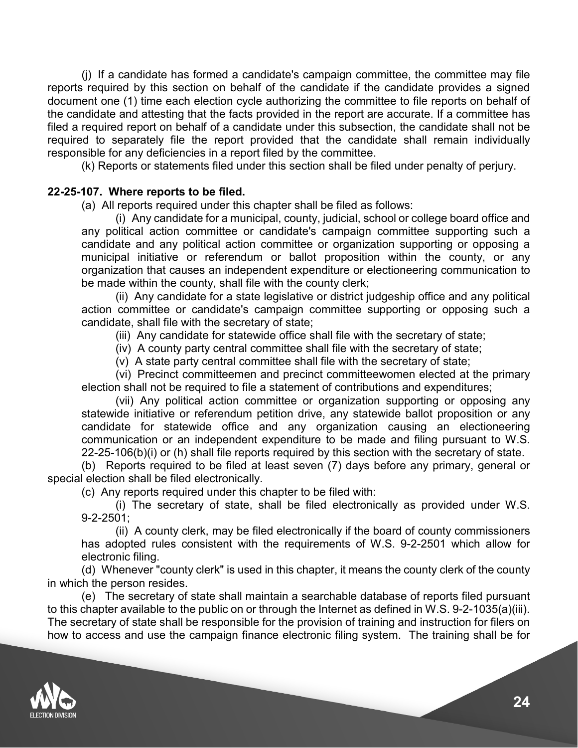(j) If a candidate has formed a candidate's campaign committee, the committee may file reports required by this section on behalf of the candidate if the candidate provides a signed document one (1) time each election cycle authorizing the committee to file reports on behalf of the candidate and attesting that the facts provided in the report are accurate. If a committee has filed a required report on behalf of a candidate under this subsection, the candidate shall not be required to separately file the report provided that the candidate shall remain individually responsible for any deficiencies in a report filed by the committee.

(k) Reports or statements filed under this section shall be filed under penalty of perjury.

**22-25-107. Where reports to be filed.**

(a) All reports required under this chapter shall be filed as follows:

(i) Any candidate for a municipal, county, judicial, school or college board office and any political action committee or candidate's campaign committee supporting such a candidate and any political action committee or organization supporting or opposing a municipal initiative or referendum or ballot proposition within the county, or any organization that causes an independent expenditure or electioneering communication to be made within the county, shall file with the county clerk;

(ii) Any candidate for a state legislative or district judgeship office and any political action committee or candidate's campaign committee supporting or opposing such a candidate, shall file with the secretary of state;

(iii) Any candidate for statewide office shall file with the secretary of state;

(iv) A county party central committee shall file with the secretary of state;

(v) A state party central committee shall file with the secretary of state;

(vi) Precinct committeemen and precinct committeewomen elected at the primary election shall not be required to file a statement of contributions and expenditures;

(vii) Any political action committee or organization supporting or opposing any statewide initiative or referendum petition drive, any statewide ballot proposition or any candidate for statewide office and any organization causing an electioneering communication or an independent expenditure to be made and filing pursuant to W.S. 22-25-106(b)(i) or (h) shall file reports required by this section with the secretary of state.

(b) Reports required to be filed at least seven (7) days before any primary, general or special election shall be filed electronically.

(c) Any reports required under this chapter to be filed with:

(i) The secretary of state, shall be filed electronically as provided under W.S. 9-2-2501;

(ii) A county clerk, may be filed electronically if the board of county commissioners has adopted rules consistent with the requirements of W.S. 9-2-2501 which allow for electronic filing.

(d) Whenever "county clerk" is used in this chapter, it means the county clerk of the county in which the person resides.

(e) The secretary of state shall maintain a searchable database of reports filed pursuant to this chapter available to the public on or through the Internet as defined in W.S. 9-2-1035(a)(iii). The secretary of state shall be responsible for the provision of training and instruction for filers on how to access and use the campaign finance electronic filing system. The training shall be for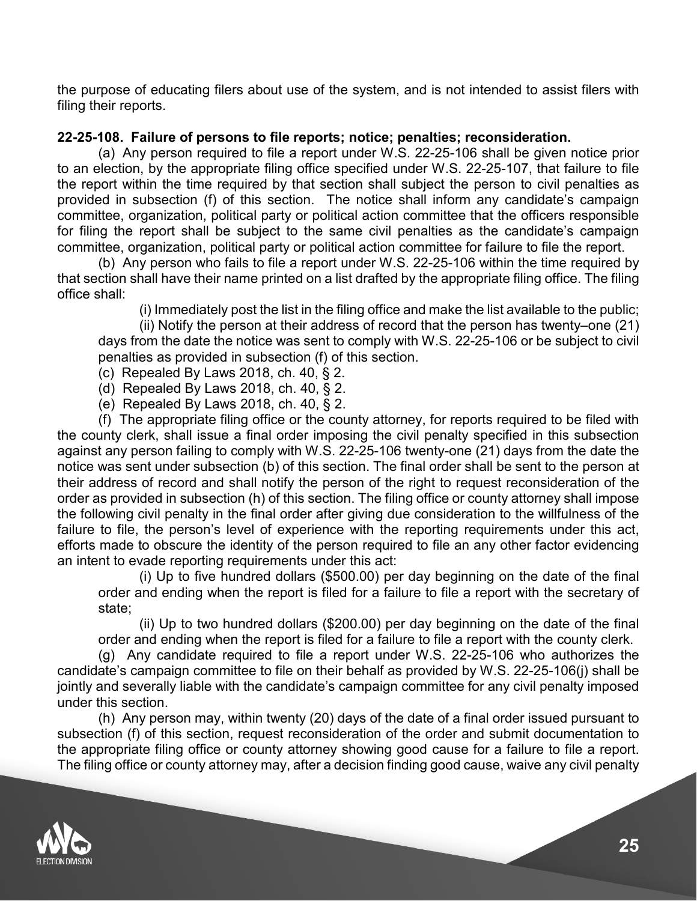the purpose of educating filers about use of the system, and is not intended to assist filers with filing their reports.

**22-25-108. Failure of persons to file reports; notice; penalties; reconsideration.**

(a) Any person required to file a report under W.S. 22-25-106 shall be given notice prior to an election, by the appropriate filing office specified under W.S. 22-25-107, that failure to file the report within the time required by that section shall subject the person to civil penalties as provided in subsection (f) of this section. The notice shall inform any candidate's campaign committee, organization, political party or political action committee that the officers responsible for filing the report shall be subject to the same civil penalties as the candidate's campaign committee, organization, political party or political action committee for failure to file the report.

(b) Any person who fails to file a report under W.S. 22-25-106 within the time required by that section shall have their name printed on a list drafted by the appropriate filing office. The filing office shall:

(i) Immediately post the list in the filing office and make the list available to the public;

(ii) Notify the person at their address of record that the person has twenty–one (21) days from the date the notice was sent to comply with W.S. 22-25-106 or be subject to civil penalties as provided in subsection (f) of this section.

(c) Repealed By Laws 2018, ch. 40, § 2.

(d) Repealed By Laws 2018, ch. 40, § 2.

(e) Repealed By Laws 2018, ch. 40, § 2.

(f) The appropriate filing office or the county attorney, for reports required to be filed with the county clerk, shall issue a final order imposing the civil penalty specified in this subsection against any person failing to comply with W.S. 22-25-106 twenty-one (21) days from the date the notice was sent under subsection (b) of this section. The final order shall be sent to the person at their address of record and shall notify the person of the right to request reconsideration of the order as provided in subsection (h) of this section. The filing office or county attorney shall impose the following civil penalty in the final order after giving due consideration to the willfulness of the failure to file, the person's level of experience with the reporting requirements under this act, efforts made to obscure the identity of the person required to file an any other factor evidencing an intent to evade reporting requirements under this act:

(i) Up to five hundred dollars ($500.00) per day beginning on the date of the final order and ending when the report is filed for a failure to file a report with the secretary of state;

(ii) Up to two hundred dollars ($200.00) per day beginning on the date of the final order and ending when the report is filed for a failure to file a report with the county clerk.

(g) Any candidate required to file a report under W.S. 22-25-106 who authorizes the candidate's campaign committee to file on their behalf as provided by W.S. 22-25-106(j) shall be jointly and severally liable with the candidate's campaign committee for any civil penalty imposed under this section.

(h) Any person may, within twenty (20) days of the date of a final order issued pursuant to subsection (f) of this section, request reconsideration of the order and submit documentation to the appropriate filing office or county attorney showing good cause for a failure to file a report. The filing office or county attorney may, after a decision finding good cause, waive any civil penalty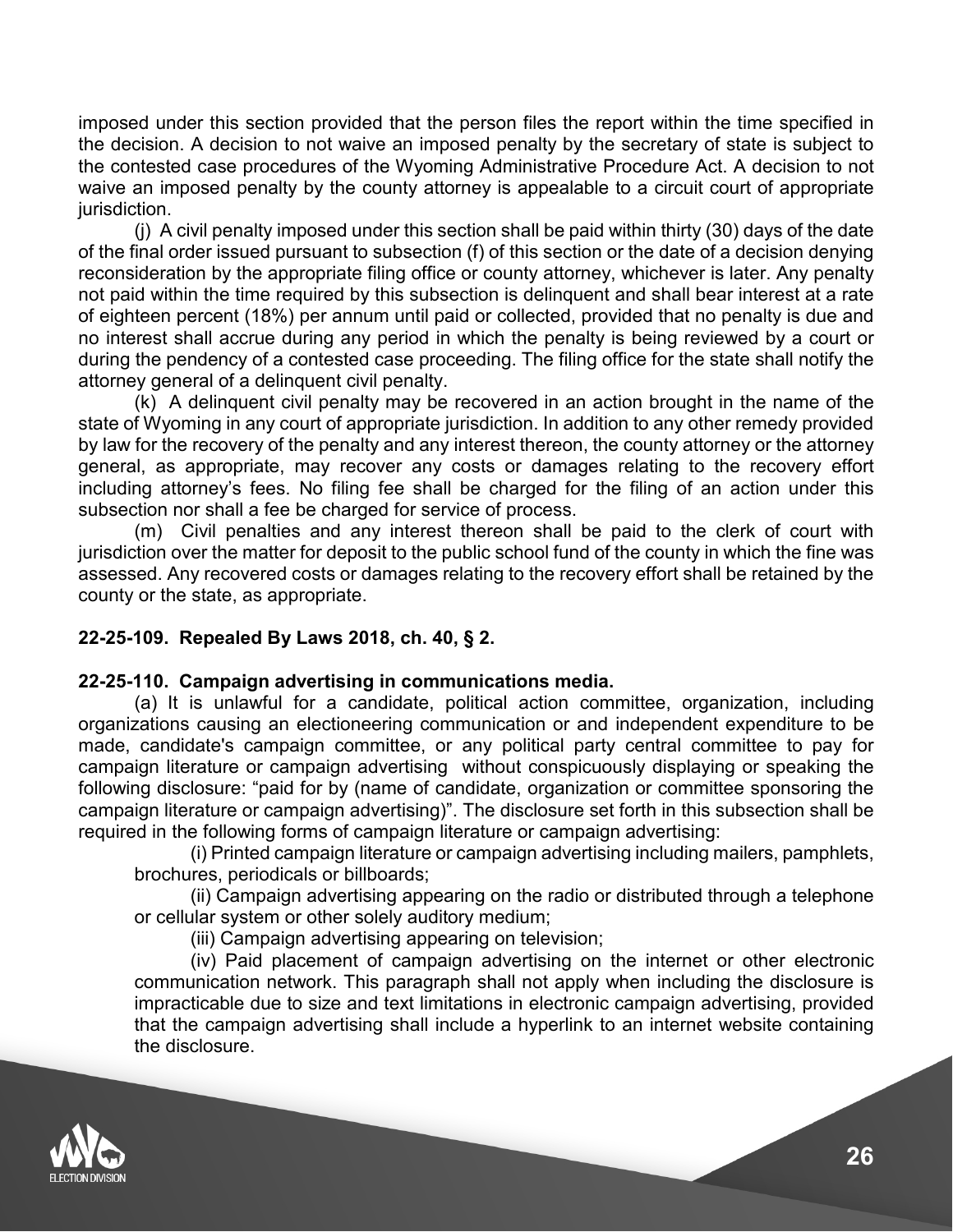imposed under this section provided that the person files the report within the time specified in the decision. A decision to not waive an imposed penalty by the secretary of state is subject to the contested case procedures of the Wyoming Administrative Procedure Act. A decision to not waive an imposed penalty by the county attorney is appealable to a circuit court of appropriate jurisdiction.

(j) A civil penalty imposed under this section shall be paid within thirty (30) days of the date of the final order issued pursuant to subsection (f) of this section or the date of a decision denying reconsideration by the appropriate filing office or county attorney, whichever is later. Any penalty not paid within the time required by this subsection is delinquent and shall bear interest at a rate of eighteen percent (18%) per annum until paid or collected, provided that no penalty is due and no interest shall accrue during any period in which the penalty is being reviewed by a court or during the pendency of a contested case proceeding. The filing office for the state shall notify the attorney general of a delinquent civil penalty.

(k) A delinquent civil penalty may be recovered in an action brought in the name of the state of Wyoming in any court of appropriate jurisdiction. In addition to any other remedy provided by law for the recovery of the penalty and any interest thereon, the county attorney or the attorney general, as appropriate, may recover any costs or damages relating to the recovery effort including attorney's fees. No filing fee shall be charged for the filing of an action under this subsection nor shall a fee be charged for service of process.

(m) Civil penalties and any interest thereon shall be paid to the clerk of court with jurisdiction over the matter for deposit to the public school fund of the county in which the fine was assessed. Any recovered costs or damages relating to the recovery effort shall be retained by the county or the state, as appropriate.

**22-25-109. Repealed By Laws 2018, ch. 40, § 2.**

**22-25-110. Campaign advertising in communications media.**

(a) It is unlawful for a candidate, political action committee, organization, including organizations causing an electioneering communication or and independent expenditure to be made, candidate's campaign committee, or any political party central committee to pay for campaign literature or campaign advertising without conspicuously displaying or speaking the following disclosure: "paid for by (name of candidate, organization or committee sponsoring the campaign literature or campaign advertising)". The disclosure set forth in this subsection shall be required in the following forms of campaign literature or campaign advertising:

(i) Printed campaign literature or campaign advertising including mailers, pamphlets, brochures, periodicals or billboards;

(ii) Campaign advertising appearing on the radio or distributed through a telephone or cellular system or other solely auditory medium;

(iii) Campaign advertising appearing on television;

(iv) Paid placement of campaign advertising on the internet or other electronic communication network. This paragraph shall not apply when including the disclosure is impracticable due to size and text limitations in electronic campaign advertising, provided that the campaign advertising shall include a hyperlink to an internet website containing the disclosure.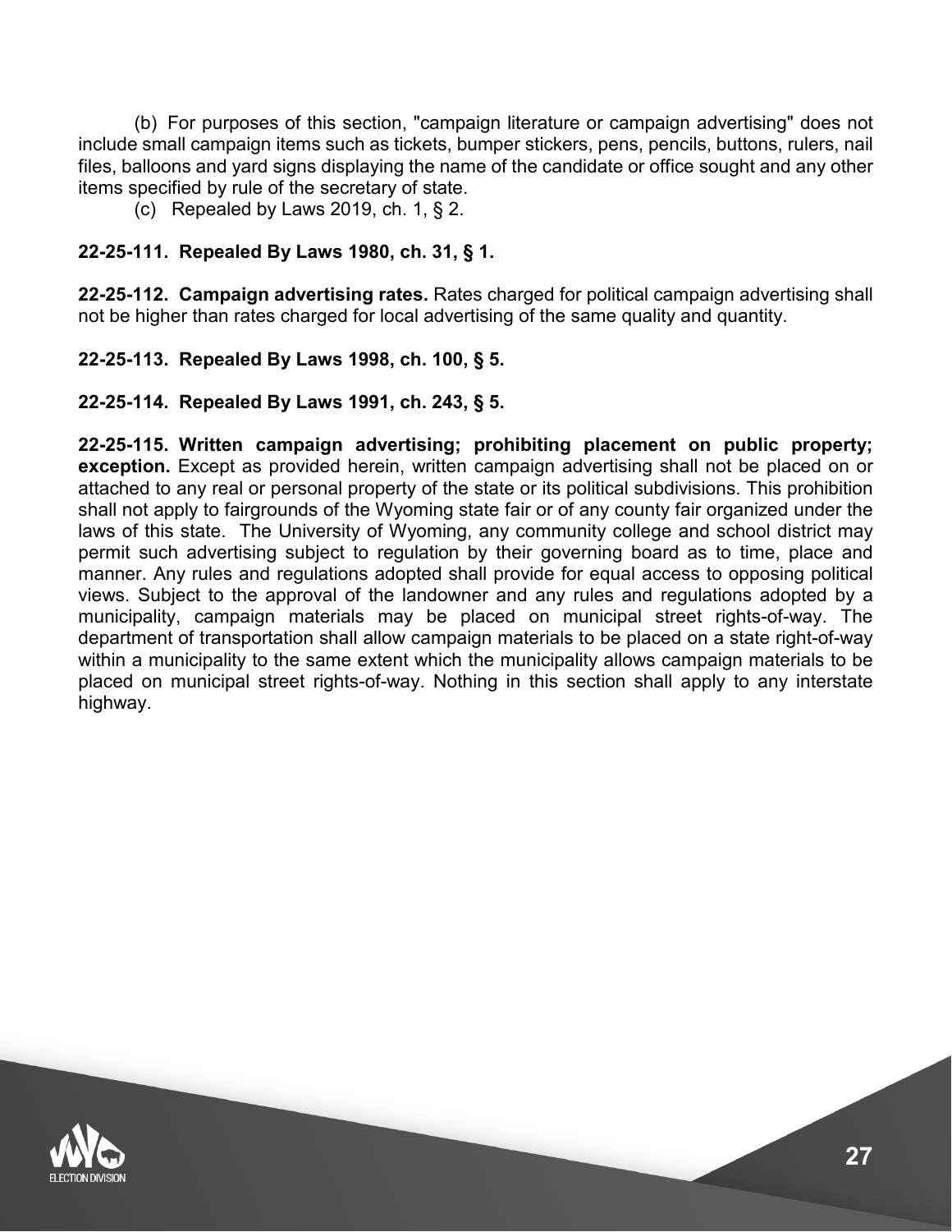(b) For purposes of this section, "campaign literature or campaign advertising" does not include small campaign items such as tickets, bumper stickers, pens, pencils, buttons, rulers, nail files, balloons and yard signs displaying the name of the candidate or office sought and any other items specified by rule of the secretary of state.

(c) Repealed by Laws 2019, ch. 1, § 2.

**22-25-111. Repealed By Laws 1980, ch. 31, § 1.**

**22-25-112. Campaign advertising rates.** Rates charged for political campaign advertising shall not be higher than rates charged for local advertising of the same quality and quantity.

**22-25-113. Repealed By Laws 1998, ch. 100, § 5.**

**22-25-114. Repealed By Laws 1991, ch. 243, § 5.**

**22-25-115. Written campaign advertising; prohibiting placement on public property; exception.** Except as provided herein, written campaign advertising shall not be placed on or attached to any real or personal property of the state or its political subdivisions. This prohibition shall not apply to fairgrounds of the Wyoming state fair or of any county fair organized under the laws of this state. The University of Wyoming, any community college and school district may permit such advertising subject to regulation by their governing board as to time, place and manner. Any rules and regulations adopted shall provide for equal access to opposing political views. Subject to the approval of the landowner and any rules and regulations adopted by a municipality, campaign materials may be placed on municipal street rights-of-way. The department of transportation shall allow campaign materials to be placed on a state right-of-way within a municipality to the same extent which the municipality allows campaign materials to be placed on municipal street rights-of-way. Nothing in this section shall apply to any interstate highway.